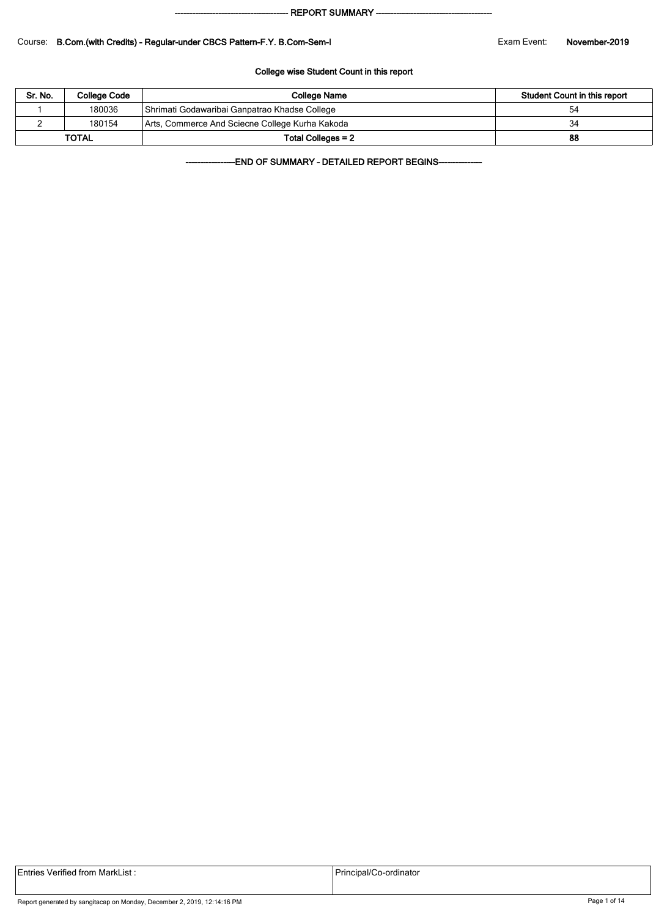## REPORT SUMMARY

Course: **B.Com.(with Credits) - Regular-under CBCS Pattern-F.Y. B.Com-Sem-I** Exam Event: **November-2019**

### College wise Student Count in this report

| Sr. No. | College Code | College Name | Student Count in this report |
|---|---|---|---|
| 1 | 180036 | Shrimati Godawaribai Ganpatrao Khadse College | 54 |
| 2 | 180154 | Arts, Commerce And Sciecne College Kurha Kakoda | 34 |
| **TOTAL** | | **Total Colleges = 2** | **88** |

**END OF SUMMARY - DETAILED REPORT BEGINS**

| Entries Verified from MarkList : | Principal/Co-ordinator |
|---|---|

Report generated by sangitacap on Monday, December 2, 2019, 12:14:16 PM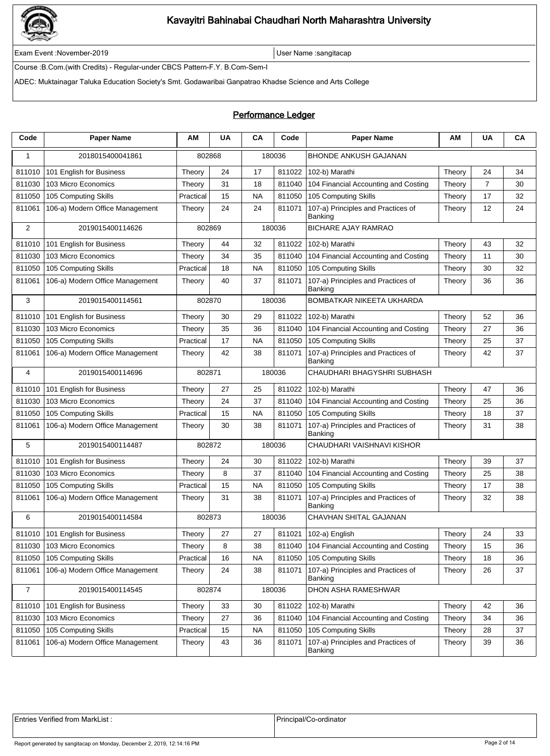Kavayitri Bahinabai Chaudhari North Maharashtra University

Exam Event :November-2019 | User Name :sangitacap

Course :B.Com.(with Credits) - Regular-under CBCS Pattern-F.Y. B.Com-Sem-I

ADEC: Muktainagar Taluka Education Society's Smt. Godawaribai Ganpatrao Khadse Science and Arts College

## Performance Ledger

| Code | Paper Name | AM | UA | CA | Code | Paper Name | AM | UA | CA |
|---|---|---|---|---|---|---|---|---|---|
| 1 | 2018015400041861 | 802868 | | 180036 | | BHONDE ANKUSH GAJANAN | | | |
| 811010 | 101 English for Business | Theory | 24 | 17 | 811022 | 102-b) Marathi | Theory | 24 | 34 |
| 811030 | 103 Micro Economics | Theory | 31 | 18 | 811040 | 104 Financial Accounting and Costing | Theory | 7 | 30 |
| 811050 | 105 Computing Skills | Practical | 15 | NA | 811050 | 105 Computing Skills | Theory | 17 | 32 |
| 811061 | 106-a) Modern Office Management | Theory | 24 | 24 | 811071 | 107-a) Principles and Practices of Banking | Theory | 12 | 24 |
| 2 | 2019015400114626 | 802869 | | 180036 | | BICHARE AJAY RAMRAO | | | |
| 811010 | 101 English for Business | Theory | 44 | 32 | 811022 | 102-b) Marathi | Theory | 43 | 32 |
| 811030 | 103 Micro Economics | Theory | 34 | 35 | 811040 | 104 Financial Accounting and Costing | Theory | 11 | 30 |
| 811050 | 105 Computing Skills | Practical | 18 | NA | 811050 | 105 Computing Skills | Theory | 30 | 32 |
| 811061 | 106-a) Modern Office Management | Theory | 40 | 37 | 811071 | 107-a) Principles and Practices of Banking | Theory | 36 | 36 |
| 3 | 2019015400114561 | 802870 | | 180036 | | BOMBATKAR NIKEETA UKHARDA | | | |
| 811010 | 101 English for Business | Theory | 30 | 29 | 811022 | 102-b) Marathi | Theory | 52 | 36 |
| 811030 | 103 Micro Economics | Theory | 35 | 36 | 811040 | 104 Financial Accounting and Costing | Theory | 27 | 36 |
| 811050 | 105 Computing Skills | Practical | 17 | NA | 811050 | 105 Computing Skills | Theory | 25 | 37 |
| 811061 | 106-a) Modern Office Management | Theory | 42 | 38 | 811071 | 107-a) Principles and Practices of Banking | Theory | 42 | 37 |
| 4 | 2019015400114696 | 802871 | | 180036 | | CHAUDHARI BHAGYSHRI SUBHASH | | | |
| 811010 | 101 English for Business | Theory | 27 | 25 | 811022 | 102-b) Marathi | Theory | 47 | 36 |
| 811030 | 103 Micro Economics | Theory | 24 | 37 | 811040 | 104 Financial Accounting and Costing | Theory | 25 | 36 |
| 811050 | 105 Computing Skills | Practical | 15 | NA | 811050 | 105 Computing Skills | Theory | 18 | 37 |
| 811061 | 106-a) Modern Office Management | Theory | 30 | 38 | 811071 | 107-a) Principles and Practices of Banking | Theory | 31 | 38 |
| 5 | 2019015400114487 | 802872 | | 180036 | | CHAUDHARI VAISHNAVI KISHOR | | | |
| 811010 | 101 English for Business | Theory | 24 | 30 | 811022 | 102-b) Marathi | Theory | 39 | 37 |
| 811030 | 103 Micro Economics | Theory | 8 | 37 | 811040 | 104 Financial Accounting and Costing | Theory | 25 | 38 |
| 811050 | 105 Computing Skills | Practical | 15 | NA | 811050 | 105 Computing Skills | Theory | 17 | 38 |
| 811061 | 106-a) Modern Office Management | Theory | 31 | 38 | 811071 | 107-a) Principles and Practices of Banking | Theory | 32 | 38 |
| 6 | 2019015400114584 | 802873 | | 180036 | | CHAVHAN SHITAL GAJANAN | | | |
| 811010 | 101 English for Business | Theory | 27 | 27 | 811021 | 102-a) English | Theory | 24 | 33 |
| 811030 | 103 Micro Economics | Theory | 8 | 38 | 811040 | 104 Financial Accounting and Costing | Theory | 15 | 36 |
| 811050 | 105 Computing Skills | Practical | 16 | NA | 811050 | 105 Computing Skills | Theory | 18 | 36 |
| 811061 | 106-a) Modern Office Management | Theory | 24 | 38 | 811071 | 107-a) Principles and Practices of Banking | Theory | 26 | 37 |
| 7 | 2019015400114545 | 802874 | | 180036 | | DHON ASHA RAMESHWAR | | | |
| 811010 | 101 English for Business | Theory | 33 | 30 | 811022 | 102-b) Marathi | Theory | 42 | 36 |
| 811030 | 103 Micro Economics | Theory | 27 | 36 | 811040 | 104 Financial Accounting and Costing | Theory | 34 | 36 |
| 811050 | 105 Computing Skills | Practical | 15 | NA | 811050 | 105 Computing Skills | Theory | 28 | 37 |
| 811061 | 106-a) Modern Office Management | Theory | 43 | 36 | 811071 | 107-a) Principles and Practices of Banking | Theory | 39 | 36 |

| Entries Verified from MarkList : | Principal/Co-ordinator |
|---|---|

Report generated by sangitacap on Monday, December 2, 2019, 12:14:16 PM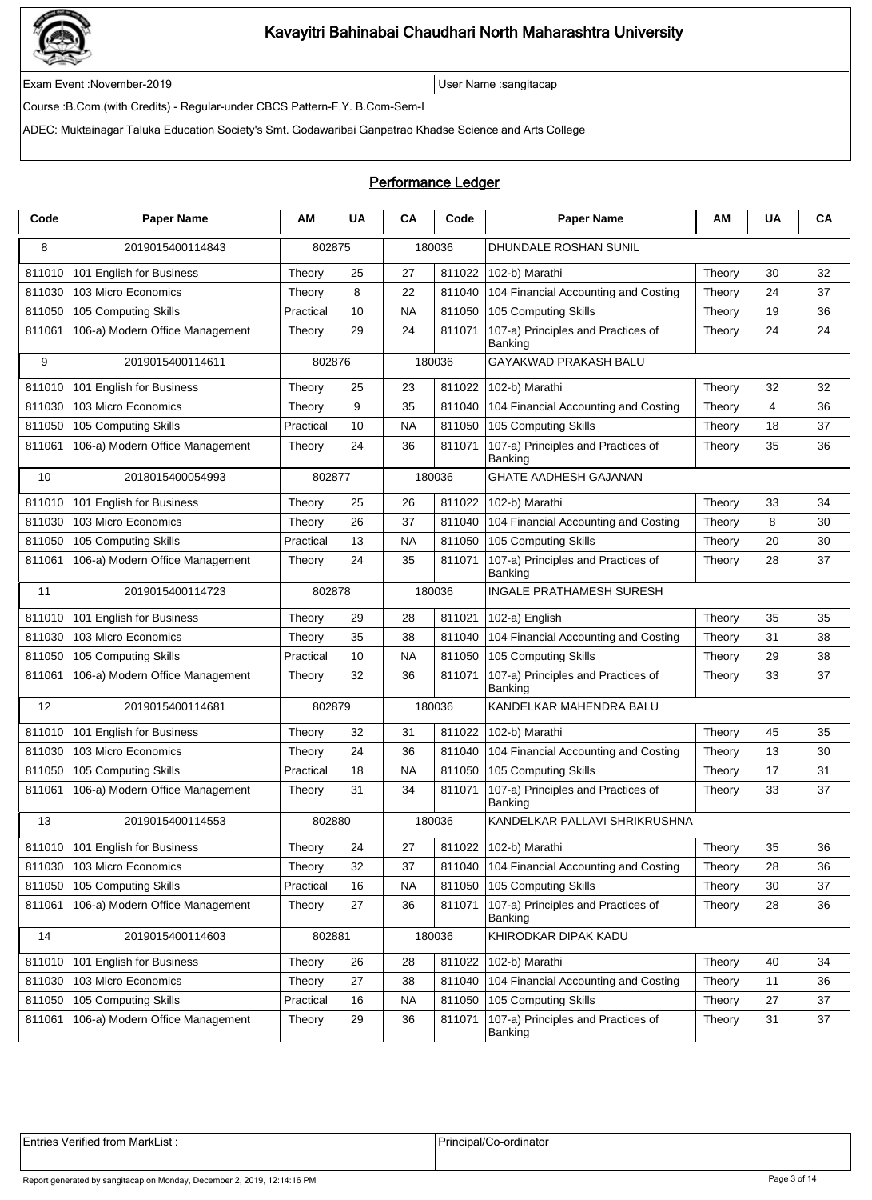# Kavayitri Bahinabai Chaudhari North Maharashtra University

Exam Event :November-2019 | User Name :sangitacap

Course :B.Com.(with Credits) - Regular-under CBCS Pattern-F.Y. B.Com-Sem-I

ADEC: Muktainagar Taluka Education Society's Smt. Godawaribai Ganpatrao Khadse Science and Arts College

## Performance Ledger

| Code | Paper Name | AM | UA | CA | Code | Paper Name | AM | UA | CA |
|---|---|---|---|---|---|---|---|---|---|
| 8 | 2019015400114843 | 802875 | | 180036 | | DHUNDALE ROSHAN SUNIL | | | |
| 811010 | 101 English for Business | Theory | 25 | 27 | 811022 | 102-b) Marathi | Theory | 30 | 32 |
| 811030 | 103 Micro Economics | Theory | 8 | 22 | 811040 | 104 Financial Accounting and Costing | Theory | 24 | 37 |
| 811050 | 105 Computing Skills | Practical | 10 | NA | 811050 | 105 Computing Skills | Theory | 19 | 36 |
| 811061 | 106-a) Modern Office Management | Theory | 29 | 24 | 811071 | 107-a) Principles and Practices of Banking | Theory | 24 | 24 |
| 9 | 2019015400114611 | 802876 | | 180036 | | GAYAKWAD PRAKASH BALU | | | |
| 811010 | 101 English for Business | Theory | 25 | 23 | 811022 | 102-b) Marathi | Theory | 32 | 32 |
| 811030 | 103 Micro Economics | Theory | 9 | 35 | 811040 | 104 Financial Accounting and Costing | Theory | 4 | 36 |
| 811050 | 105 Computing Skills | Practical | 10 | NA | 811050 | 105 Computing Skills | Theory | 18 | 37 |
| 811061 | 106-a) Modern Office Management | Theory | 24 | 36 | 811071 | 107-a) Principles and Practices of Banking | Theory | 35 | 36 |
| 10 | 2018015400054993 | 802877 | | 180036 | | GHATE AADHESH GAJANAN | | | |
| 811010 | 101 English for Business | Theory | 25 | 26 | 811022 | 102-b) Marathi | Theory | 33 | 34 |
| 811030 | 103 Micro Economics | Theory | 26 | 37 | 811040 | 104 Financial Accounting and Costing | Theory | 8 | 30 |
| 811050 | 105 Computing Skills | Practical | 13 | NA | 811050 | 105 Computing Skills | Theory | 20 | 30 |
| 811061 | 106-a) Modern Office Management | Theory | 24 | 35 | 811071 | 107-a) Principles and Practices of Banking | Theory | 28 | 37 |
| 11 | 2019015400114723 | 802878 | | 180036 | | INGALE PRATHAMESH SURESH | | | |
| 811010 | 101 English for Business | Theory | 29 | 28 | 811021 | 102-a) English | Theory | 35 | 35 |
| 811030 | 103 Micro Economics | Theory | 35 | 38 | 811040 | 104 Financial Accounting and Costing | Theory | 31 | 38 |
| 811050 | 105 Computing Skills | Practical | 10 | NA | 811050 | 105 Computing Skills | Theory | 29 | 38 |
| 811061 | 106-a) Modern Office Management | Theory | 32 | 36 | 811071 | 107-a) Principles and Practices of Banking | Theory | 33 | 37 |
| 12 | 2019015400114681 | 802879 | | 180036 | | KANDELKAR MAHENDRA BALU | | | |
| 811010 | 101 English for Business | Theory | 32 | 31 | 811022 | 102-b) Marathi | Theory | 45 | 35 |
| 811030 | 103 Micro Economics | Theory | 24 | 36 | 811040 | 104 Financial Accounting and Costing | Theory | 13 | 30 |
| 811050 | 105 Computing Skills | Practical | 18 | NA | 811050 | 105 Computing Skills | Theory | 17 | 31 |
| 811061 | 106-a) Modern Office Management | Theory | 31 | 34 | 811071 | 107-a) Principles and Practices of Banking | Theory | 33 | 37 |
| 13 | 2019015400114553 | 802880 | | 180036 | | KANDELKAR PALLAVI SHRIKRUSHNA | | | |
| 811010 | 101 English for Business | Theory | 24 | 27 | 811022 | 102-b) Marathi | Theory | 35 | 36 |
| 811030 | 103 Micro Economics | Theory | 32 | 37 | 811040 | 104 Financial Accounting and Costing | Theory | 28 | 36 |
| 811050 | 105 Computing Skills | Practical | 16 | NA | 811050 | 105 Computing Skills | Theory | 30 | 37 |
| 811061 | 106-a) Modern Office Management | Theory | 27 | 36 | 811071 | 107-a) Principles and Practices of Banking | Theory | 28 | 36 |
| 14 | 2019015400114603 | 802881 | | 180036 | | KHIRODKAR DIPAK KADU | | | |
| 811010 | 101 English for Business | Theory | 26 | 28 | 811022 | 102-b) Marathi | Theory | 40 | 34 |
| 811030 | 103 Micro Economics | Theory | 27 | 38 | 811040 | 104 Financial Accounting and Costing | Theory | 11 | 36 |
| 811050 | 105 Computing Skills | Practical | 16 | NA | 811050 | 105 Computing Skills | Theory | 27 | 37 |
| 811061 | 106-a) Modern Office Management | Theory | 29 | 36 | 811071 | 107-a) Principles and Practices of Banking | Theory | 31 | 37 |

| Entries Verified from MarkList : | Principal/Co-ordinator |
|---|---|

Report generated by sangitacap on Monday, December 2, 2019, 12:14:16 PM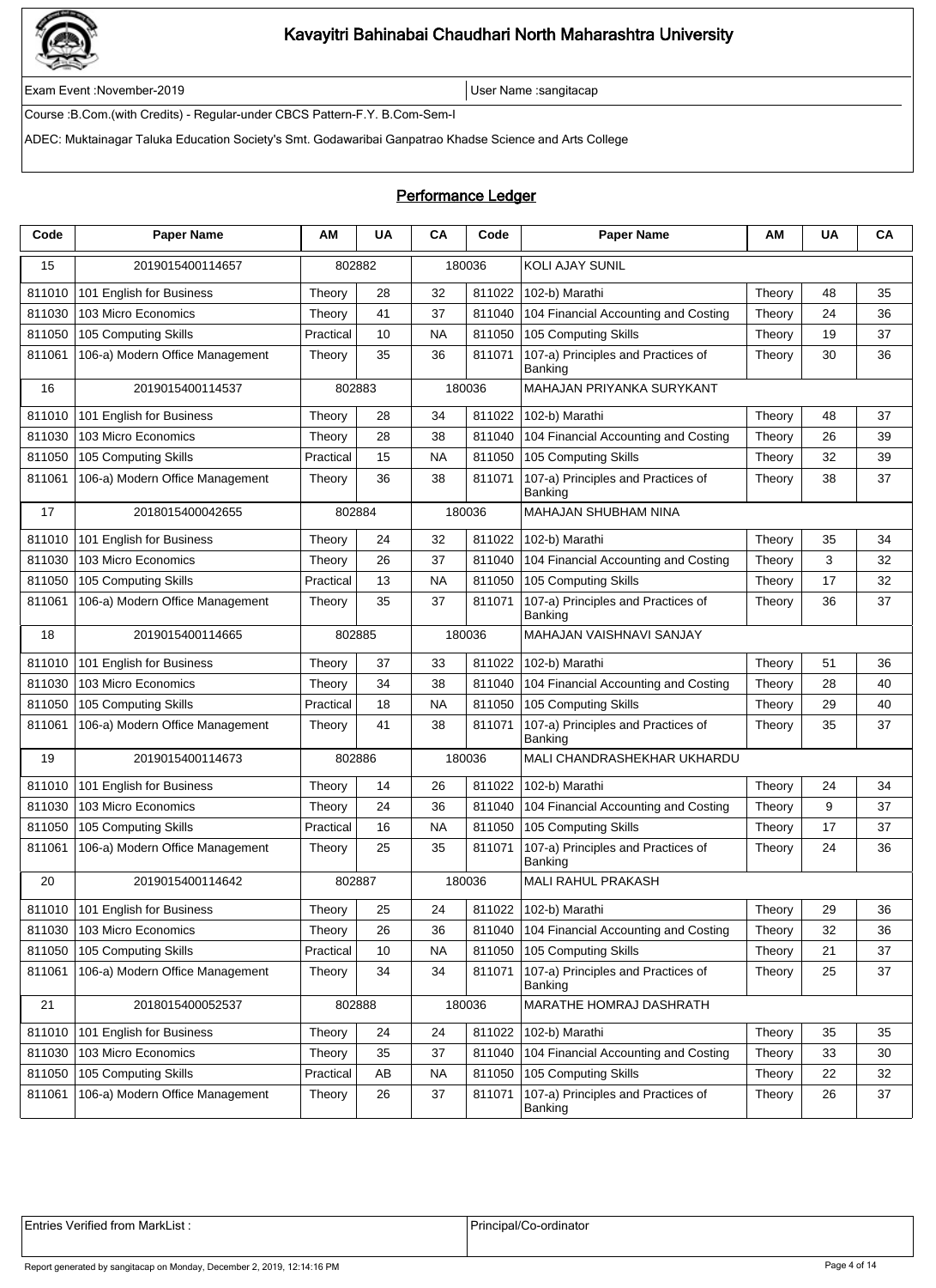# Kavayitri Bahinabai Chaudhari North Maharashtra University

Exam Event :November-2019 | User Name :sangitacap

Course :B.Com.(with Credits) - Regular-under CBCS Pattern-F.Y. B.Com-Sem-I

ADEC: Muktainagar Taluka Education Society's Smt. Godawaribai Ganpatrao Khadse Science and Arts College

## Performance Ledger

| Code | Paper Name | AM | UA | CA | Code | Paper Name | AM | UA | CA |
|---|---|---|---|---|---|---|---|---|---|
| 15 | 2019015400114657 | 802882 | | 180036 | | KOLI AJAY SUNIL | | | |
| 811010 | 101 English for Business | Theory | 28 | 32 | 811022 | 102-b) Marathi | Theory | 48 | 35 |
| 811030 | 103 Micro Economics | Theory | 41 | 37 | 811040 | 104 Financial Accounting and Costing | Theory | 24 | 36 |
| 811050 | 105 Computing Skills | Practical | 10 | NA | 811050 | 105 Computing Skills | Theory | 19 | 37 |
| 811061 | 106-a) Modern Office Management | Theory | 35 | 36 | 811071 | 107-a) Principles and Practices of Banking | Theory | 30 | 36 |
| 16 | 2019015400114537 | 802883 | | 180036 | | MAHAJAN PRIYANKA SURYKANT | | | |
| 811010 | 101 English for Business | Theory | 28 | 34 | 811022 | 102-b) Marathi | Theory | 48 | 37 |
| 811030 | 103 Micro Economics | Theory | 28 | 38 | 811040 | 104 Financial Accounting and Costing | Theory | 26 | 39 |
| 811050 | 105 Computing Skills | Practical | 15 | NA | 811050 | 105 Computing Skills | Theory | 32 | 39 |
| 811061 | 106-a) Modern Office Management | Theory | 36 | 38 | 811071 | 107-a) Principles and Practices of Banking | Theory | 38 | 37 |
| 17 | 2018015400042655 | 802884 | | 180036 | | MAHAJAN SHUBHAM NINA | | | |
| 811010 | 101 English for Business | Theory | 24 | 32 | 811022 | 102-b) Marathi | Theory | 35 | 34 |
| 811030 | 103 Micro Economics | Theory | 26 | 37 | 811040 | 104 Financial Accounting and Costing | Theory | 3 | 32 |
| 811050 | 105 Computing Skills | Practical | 13 | NA | 811050 | 105 Computing Skills | Theory | 17 | 32 |
| 811061 | 106-a) Modern Office Management | Theory | 35 | 37 | 811071 | 107-a) Principles and Practices of Banking | Theory | 36 | 37 |
| 18 | 2019015400114665 | 802885 | | 180036 | | MAHAJAN VAISHNAVI SANJAY | | | |
| 811010 | 101 English for Business | Theory | 37 | 33 | 811022 | 102-b) Marathi | Theory | 51 | 36 |
| 811030 | 103 Micro Economics | Theory | 34 | 38 | 811040 | 104 Financial Accounting and Costing | Theory | 28 | 40 |
| 811050 | 105 Computing Skills | Practical | 18 | NA | 811050 | 105 Computing Skills | Theory | 29 | 40 |
| 811061 | 106-a) Modern Office Management | Theory | 41 | 38 | 811071 | 107-a) Principles and Practices of Banking | Theory | 35 | 37 |
| 19 | 2019015400114673 | 802886 | | 180036 | | MALI CHANDRASHEKHAR UKHARDU | | | |
| 811010 | 101 English for Business | Theory | 14 | 26 | 811022 | 102-b) Marathi | Theory | 24 | 34 |
| 811030 | 103 Micro Economics | Theory | 24 | 36 | 811040 | 104 Financial Accounting and Costing | Theory | 9 | 37 |
| 811050 | 105 Computing Skills | Practical | 16 | NA | 811050 | 105 Computing Skills | Theory | 17 | 37 |
| 811061 | 106-a) Modern Office Management | Theory | 25 | 35 | 811071 | 107-a) Principles and Practices of Banking | Theory | 24 | 36 |
| 20 | 2019015400114642 | 802887 | | 180036 | | MALI RAHUL PRAKASH | | | |
| 811010 | 101 English for Business | Theory | 25 | 24 | 811022 | 102-b) Marathi | Theory | 29 | 36 |
| 811030 | 103 Micro Economics | Theory | 26 | 36 | 811040 | 104 Financial Accounting and Costing | Theory | 32 | 36 |
| 811050 | 105 Computing Skills | Practical | 10 | NA | 811050 | 105 Computing Skills | Theory | 21 | 37 |
| 811061 | 106-a) Modern Office Management | Theory | 34 | 34 | 811071 | 107-a) Principles and Practices of Banking | Theory | 25 | 37 |
| 21 | 2018015400052537 | 802888 | | 180036 | | MARATHE HOMRAJ DASHRATH | | | |
| 811010 | 101 English for Business | Theory | 24 | 24 | 811022 | 102-b) Marathi | Theory | 35 | 35 |
| 811030 | 103 Micro Economics | Theory | 35 | 37 | 811040 | 104 Financial Accounting and Costing | Theory | 33 | 30 |
| 811050 | 105 Computing Skills | Practical | AB | NA | 811050 | 105 Computing Skills | Theory | 22 | 32 |
| 811061 | 106-a) Modern Office Management | Theory | 26 | 37 | 811071 | 107-a) Principles and Practices of Banking | Theory | 26 | 37 |

| Entries Verified from MarkList : | Principal/Co-ordinator |
|---|---|

Report generated by sangitacap on Monday, December 2, 2019, 12:14:16 PM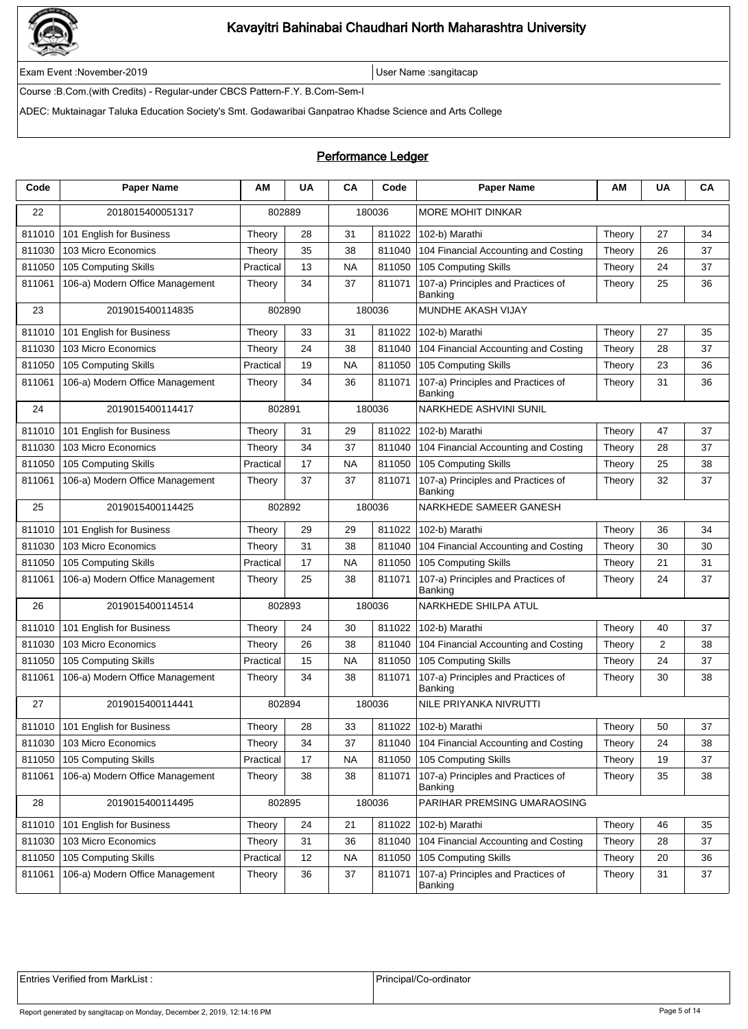# Kavayitri Bahinabai Chaudhari North Maharashtra University

Exam Event :November-2019 | User Name :sangitacap

Course :B.Com.(with Credits) - Regular-under CBCS Pattern-F.Y. B.Com-Sem-I

ADEC: Muktainagar Taluka Education Society's Smt. Godawaribai Ganpatrao Khadse Science and Arts College

## Performance Ledger

| Code | Paper Name | AM | UA | CA | Code | Paper Name | AM | UA | CA |
|---|---|---|---|---|---|---|---|---|---|
| 22 | 2018015400051317 | 802889 | | 180036 | | MORE MOHIT DINKAR | | | |
| 811010 | 101 English for Business | Theory | 28 | 31 | 811022 | 102-b) Marathi | Theory | 27 | 34 |
| 811030 | 103 Micro Economics | Theory | 35 | 38 | 811040 | 104 Financial Accounting and Costing | Theory | 26 | 37 |
| 811050 | 105 Computing Skills | Practical | 13 | NA | 811050 | 105 Computing Skills | Theory | 24 | 37 |
| 811061 | 106-a) Modern Office Management | Theory | 34 | 37 | 811071 | 107-a) Principles and Practices of Banking | Theory | 25 | 36 |
| 23 | 2019015400114835 | 802890 | | 180036 | | MUNDHE AKASH VIJAY | | | |
| 811010 | 101 English for Business | Theory | 33 | 31 | 811022 | 102-b) Marathi | Theory | 27 | 35 |
| 811030 | 103 Micro Economics | Theory | 24 | 38 | 811040 | 104 Financial Accounting and Costing | Theory | 28 | 37 |
| 811050 | 105 Computing Skills | Practical | 19 | NA | 811050 | 105 Computing Skills | Theory | 23 | 36 |
| 811061 | 106-a) Modern Office Management | Theory | 34 | 36 | 811071 | 107-a) Principles and Practices of Banking | Theory | 31 | 36 |
| 24 | 2019015400114417 | 802891 | | 180036 | | NARKHEDE ASHVINI SUNIL | | | |
| 811010 | 101 English for Business | Theory | 31 | 29 | 811022 | 102-b) Marathi | Theory | 47 | 37 |
| 811030 | 103 Micro Economics | Theory | 34 | 37 | 811040 | 104 Financial Accounting and Costing | Theory | 28 | 37 |
| 811050 | 105 Computing Skills | Practical | 17 | NA | 811050 | 105 Computing Skills | Theory | 25 | 38 |
| 811061 | 106-a) Modern Office Management | Theory | 37 | 37 | 811071 | 107-a) Principles and Practices of Banking | Theory | 32 | 37 |
| 25 | 2019015400114425 | 802892 | | 180036 | | NARKHEDE SAMEER GANESH | | | |
| 811010 | 101 English for Business | Theory | 29 | 29 | 811022 | 102-b) Marathi | Theory | 36 | 34 |
| 811030 | 103 Micro Economics | Theory | 31 | 38 | 811040 | 104 Financial Accounting and Costing | Theory | 30 | 30 |
| 811050 | 105 Computing Skills | Practical | 17 | NA | 811050 | 105 Computing Skills | Theory | 21 | 31 |
| 811061 | 106-a) Modern Office Management | Theory | 25 | 38 | 811071 | 107-a) Principles and Practices of Banking | Theory | 24 | 37 |
| 26 | 2019015400114514 | 802893 | | 180036 | | NARKHEDE SHILPA ATUL | | | |
| 811010 | 101 English for Business | Theory | 24 | 30 | 811022 | 102-b) Marathi | Theory | 40 | 37 |
| 811030 | 103 Micro Economics | Theory | 26 | 38 | 811040 | 104 Financial Accounting and Costing | Theory | 2 | 38 |
| 811050 | 105 Computing Skills | Practical | 15 | NA | 811050 | 105 Computing Skills | Theory | 24 | 37 |
| 811061 | 106-a) Modern Office Management | Theory | 34 | 38 | 811071 | 107-a) Principles and Practices of Banking | Theory | 30 | 38 |
| 27 | 2019015400114441 | 802894 | | 180036 | | NILE PRIYANKA NIVRUTTI | | | |
| 811010 | 101 English for Business | Theory | 28 | 33 | 811022 | 102-b) Marathi | Theory | 50 | 37 |
| 811030 | 103 Micro Economics | Theory | 34 | 37 | 811040 | 104 Financial Accounting and Costing | Theory | 24 | 38 |
| 811050 | 105 Computing Skills | Practical | 17 | NA | 811050 | 105 Computing Skills | Theory | 19 | 37 |
| 811061 | 106-a) Modern Office Management | Theory | 38 | 38 | 811071 | 107-a) Principles and Practices of Banking | Theory | 35 | 38 |
| 28 | 2019015400114495 | 802895 | | 180036 | | PARIHAR PREMSING UMARAOSING | | | |
| 811010 | 101 English for Business | Theory | 24 | 21 | 811022 | 102-b) Marathi | Theory | 46 | 35 |
| 811030 | 103 Micro Economics | Theory | 31 | 36 | 811040 | 104 Financial Accounting and Costing | Theory | 28 | 37 |
| 811050 | 105 Computing Skills | Practical | 12 | NA | 811050 | 105 Computing Skills | Theory | 20 | 36 |
| 811061 | 106-a) Modern Office Management | Theory | 36 | 37 | 811071 | 107-a) Principles and Practices of Banking | Theory | 31 | 37 |

| Entries Verified from MarkList : | Principal/Co-ordinator |
|---|---|

Report generated by sangitacap on Monday, December 2, 2019, 12:14:16 PM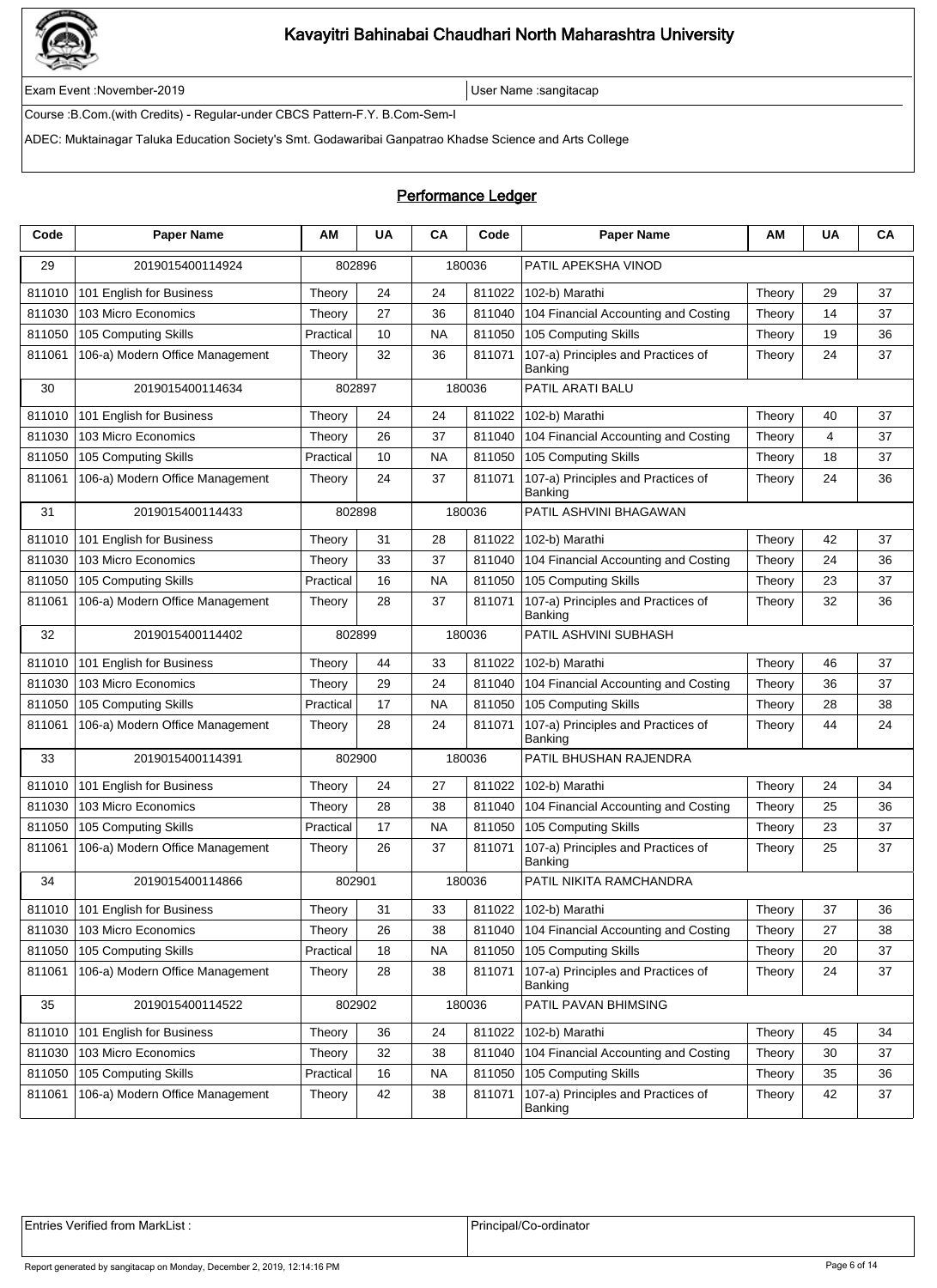# Kavayitri Bahinabai Chaudhari North Maharashtra University

Exam Event :November-2019 | User Name :sangitacap

Course :B.Com.(with Credits) - Regular-under CBCS Pattern-F.Y. B.Com-Sem-I

ADEC: Muktainagar Taluka Education Society's Smt. Godawaribai Ganpatrao Khadse Science and Arts College

## Performance Ledger

| Code | Paper Name | AM | UA | CA | Code | Paper Name | AM | UA | CA |
|---|---|---|---|---|---|---|---|---|---|
| 29 | 2019015400114924 | 802896 | | 180036 | | PATIL APEKSHA VINOD | | | |
| 811010 | 101 English for Business | Theory | 24 | 24 | 811022 | 102-b) Marathi | Theory | 29 | 37 |
| 811030 | 103 Micro Economics | Theory | 27 | 36 | 811040 | 104 Financial Accounting and Costing | Theory | 14 | 37 |
| 811050 | 105 Computing Skills | Practical | 10 | NA | 811050 | 105 Computing Skills | Theory | 19 | 36 |
| 811061 | 106-a) Modern Office Management | Theory | 32 | 36 | 811071 | 107-a) Principles and Practices of Banking | Theory | 24 | 37 |
| 30 | 2019015400114634 | 802897 | | 180036 | | PATIL ARATI BALU | | | |
| 811010 | 101 English for Business | Theory | 24 | 24 | 811022 | 102-b) Marathi | Theory | 40 | 37 |
| 811030 | 103 Micro Economics | Theory | 26 | 37 | 811040 | 104 Financial Accounting and Costing | Theory | 4 | 37 |
| 811050 | 105 Computing Skills | Practical | 10 | NA | 811050 | 105 Computing Skills | Theory | 18 | 37 |
| 811061 | 106-a) Modern Office Management | Theory | 24 | 37 | 811071 | 107-a) Principles and Practices of Banking | Theory | 24 | 36 |
| 31 | 2019015400114433 | 802898 | | 180036 | | PATIL ASHVINI BHAGAWAN | | | |
| 811010 | 101 English for Business | Theory | 31 | 28 | 811022 | 102-b) Marathi | Theory | 42 | 37 |
| 811030 | 103 Micro Economics | Theory | 33 | 37 | 811040 | 104 Financial Accounting and Costing | Theory | 24 | 36 |
| 811050 | 105 Computing Skills | Practical | 16 | NA | 811050 | 105 Computing Skills | Theory | 23 | 37 |
| 811061 | 106-a) Modern Office Management | Theory | 28 | 37 | 811071 | 107-a) Principles and Practices of Banking | Theory | 32 | 36 |
| 32 | 2019015400114402 | 802899 | | 180036 | | PATIL ASHVINI SUBHASH | | | |
| 811010 | 101 English for Business | Theory | 44 | 33 | 811022 | 102-b) Marathi | Theory | 46 | 37 |
| 811030 | 103 Micro Economics | Theory | 29 | 24 | 811040 | 104 Financial Accounting and Costing | Theory | 36 | 37 |
| 811050 | 105 Computing Skills | Practical | 17 | NA | 811050 | 105 Computing Skills | Theory | 28 | 38 |
| 811061 | 106-a) Modern Office Management | Theory | 28 | 24 | 811071 | 107-a) Principles and Practices of Banking | Theory | 44 | 24 |
| 33 | 2019015400114391 | 802900 | | 180036 | | PATIL BHUSHAN RAJENDRA | | | |
| 811010 | 101 English for Business | Theory | 24 | 27 | 811022 | 102-b) Marathi | Theory | 24 | 34 |
| 811030 | 103 Micro Economics | Theory | 28 | 38 | 811040 | 104 Financial Accounting and Costing | Theory | 25 | 36 |
| 811050 | 105 Computing Skills | Practical | 17 | NA | 811050 | 105 Computing Skills | Theory | 23 | 37 |
| 811061 | 106-a) Modern Office Management | Theory | 26 | 37 | 811071 | 107-a) Principles and Practices of Banking | Theory | 25 | 37 |
| 34 | 2019015400114866 | 802901 | | 180036 | | PATIL NIKITA RAMCHANDRA | | | |
| 811010 | 101 English for Business | Theory | 31 | 33 | 811022 | 102-b) Marathi | Theory | 37 | 36 |
| 811030 | 103 Micro Economics | Theory | 26 | 38 | 811040 | 104 Financial Accounting and Costing | Theory | 27 | 38 |
| 811050 | 105 Computing Skills | Practical | 18 | NA | 811050 | 105 Computing Skills | Theory | 20 | 37 |
| 811061 | 106-a) Modern Office Management | Theory | 28 | 38 | 811071 | 107-a) Principles and Practices of Banking | Theory | 24 | 37 |
| 35 | 2019015400114522 | 802902 | | 180036 | | PATIL PAVAN BHIMSING | | | |
| 811010 | 101 English for Business | Theory | 36 | 24 | 811022 | 102-b) Marathi | Theory | 45 | 34 |
| 811030 | 103 Micro Economics | Theory | 32 | 38 | 811040 | 104 Financial Accounting and Costing | Theory | 30 | 37 |
| 811050 | 105 Computing Skills | Practical | 16 | NA | 811050 | 105 Computing Skills | Theory | 35 | 36 |
| 811061 | 106-a) Modern Office Management | Theory | 42 | 38 | 811071 | 107-a) Principles and Practices of Banking | Theory | 42 | 37 |

| Entries Verified from MarkList : | Principal/Co-ordinator |
|---|---|

Report generated by sangitacap on Monday, December 2, 2019, 12:14:16 PM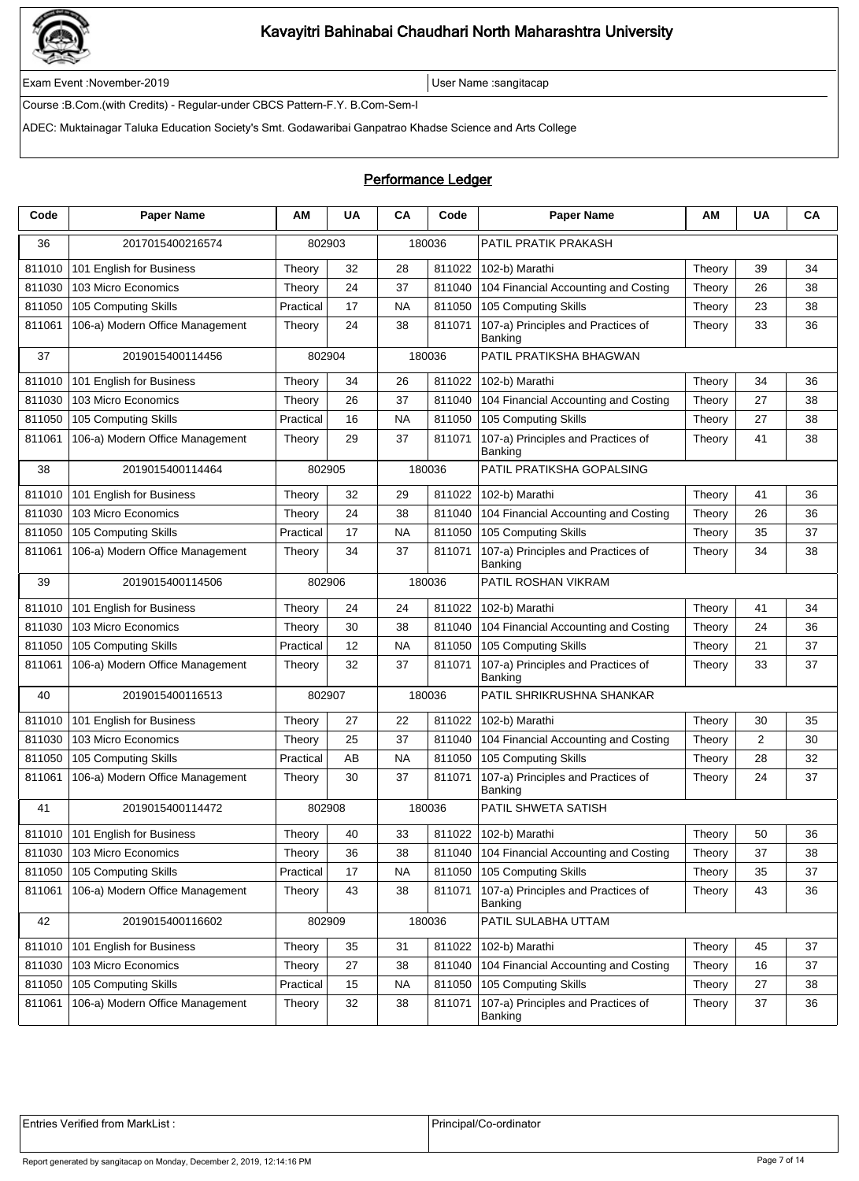# Kavayitri Bahinabai Chaudhari North Maharashtra University

Exam Event :November-2019 | User Name :sangitacap

Course :B.Com.(with Credits) - Regular-under CBCS Pattern-F.Y. B.Com-Sem-I

ADEC: Muktainagar Taluka Education Society's Smt. Godawaribai Ganpatrao Khadse Science and Arts College

## Performance Ledger

| Code | Paper Name | AM | UA | CA | Code | Paper Name | AM | UA | CA |
|---|---|---|---|---|---|---|---|---|---|
| 36 | 2017015400216574 | 802903 | | 180036 | | PATIL PRATIK PRAKASH | | | |
| 811010 | 101 English for Business | Theory | 32 | 28 | 811022 | 102-b) Marathi | Theory | 39 | 34 |
| 811030 | 103 Micro Economics | Theory | 24 | 37 | 811040 | 104 Financial Accounting and Costing | Theory | 26 | 38 |
| 811050 | 105 Computing Skills | Practical | 17 | NA | 811050 | 105 Computing Skills | Theory | 23 | 38 |
| 811061 | 106-a) Modern Office Management | Theory | 24 | 38 | 811071 | 107-a) Principles and Practices of Banking | Theory | 33 | 36 |
| 37 | 2019015400114456 | 802904 | | 180036 | | PATIL PRATIKSHA BHAGWAN | | | |
| 811010 | 101 English for Business | Theory | 34 | 26 | 811022 | 102-b) Marathi | Theory | 34 | 36 |
| 811030 | 103 Micro Economics | Theory | 26 | 37 | 811040 | 104 Financial Accounting and Costing | Theory | 27 | 38 |
| 811050 | 105 Computing Skills | Practical | 16 | NA | 811050 | 105 Computing Skills | Theory | 27 | 38 |
| 811061 | 106-a) Modern Office Management | Theory | 29 | 37 | 811071 | 107-a) Principles and Practices of Banking | Theory | 41 | 38 |
| 38 | 2019015400114464 | 802905 | | 180036 | | PATIL PRATIKSHA GOPALSING | | | |
| 811010 | 101 English for Business | Theory | 32 | 29 | 811022 | 102-b) Marathi | Theory | 41 | 36 |
| 811030 | 103 Micro Economics | Theory | 24 | 38 | 811040 | 104 Financial Accounting and Costing | Theory | 26 | 36 |
| 811050 | 105 Computing Skills | Practical | 17 | NA | 811050 | 105 Computing Skills | Theory | 35 | 37 |
| 811061 | 106-a) Modern Office Management | Theory | 34 | 37 | 811071 | 107-a) Principles and Practices of Banking | Theory | 34 | 38 |
| 39 | 2019015400114506 | 802906 | | 180036 | | PATIL ROSHAN VIKRAM | | | |
| 811010 | 101 English for Business | Theory | 24 | 24 | 811022 | 102-b) Marathi | Theory | 41 | 34 |
| 811030 | 103 Micro Economics | Theory | 30 | 38 | 811040 | 104 Financial Accounting and Costing | Theory | 24 | 36 |
| 811050 | 105 Computing Skills | Practical | 12 | NA | 811050 | 105 Computing Skills | Theory | 21 | 37 |
| 811061 | 106-a) Modern Office Management | Theory | 32 | 37 | 811071 | 107-a) Principles and Practices of Banking | Theory | 33 | 37 |
| 40 | 2019015400116513 | 802907 | | 180036 | | PATIL SHRIKRUSHNA SHANKAR | | | |
| 811010 | 101 English for Business | Theory | 27 | 22 | 811022 | 102-b) Marathi | Theory | 30 | 35 |
| 811030 | 103 Micro Economics | Theory | 25 | 37 | 811040 | 104 Financial Accounting and Costing | Theory | 2 | 30 |
| 811050 | 105 Computing Skills | Practical | AB | NA | 811050 | 105 Computing Skills | Theory | 28 | 32 |
| 811061 | 106-a) Modern Office Management | Theory | 30 | 37 | 811071 | 107-a) Principles and Practices of Banking | Theory | 24 | 37 |
| 41 | 2019015400114472 | 802908 | | 180036 | | PATIL SHWETA SATISH | | | |
| 811010 | 101 English for Business | Theory | 40 | 33 | 811022 | 102-b) Marathi | Theory | 50 | 36 |
| 811030 | 103 Micro Economics | Theory | 36 | 38 | 811040 | 104 Financial Accounting and Costing | Theory | 37 | 38 |
| 811050 | 105 Computing Skills | Practical | 17 | NA | 811050 | 105 Computing Skills | Theory | 35 | 37 |
| 811061 | 106-a) Modern Office Management | Theory | 43 | 38 | 811071 | 107-a) Principles and Practices of Banking | Theory | 43 | 36 |
| 42 | 2019015400116602 | 802909 | | 180036 | | PATIL SULABHA UTTAM | | | |
| 811010 | 101 English for Business | Theory | 35 | 31 | 811022 | 102-b) Marathi | Theory | 45 | 37 |
| 811030 | 103 Micro Economics | Theory | 27 | 38 | 811040 | 104 Financial Accounting and Costing | Theory | 16 | 37 |
| 811050 | 105 Computing Skills | Practical | 15 | NA | 811050 | 105 Computing Skills | Theory | 27 | 38 |
| 811061 | 106-a) Modern Office Management | Theory | 32 | 38 | 811071 | 107-a) Principles and Practices of Banking | Theory | 37 | 36 |

| Entries Verified from MarkList : | Principal/Co-ordinator |
|---|---|

Report generated by sangitacap on Monday, December 2, 2019, 12:14:16 PM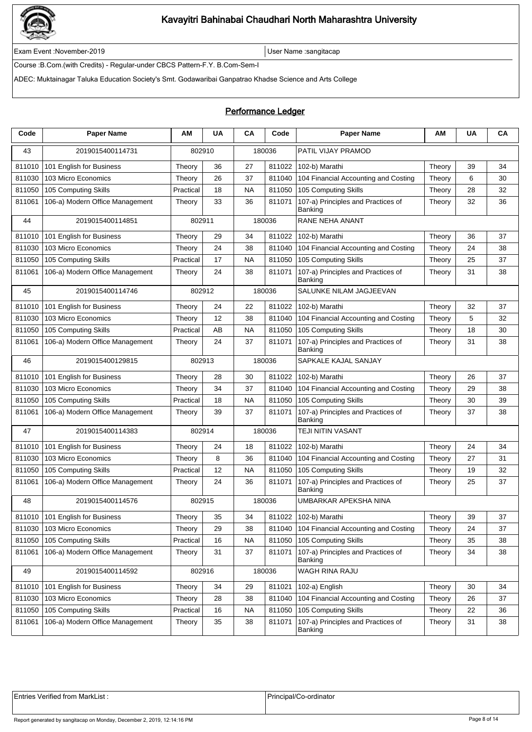# Kavayitri Bahinabai Chaudhari North Maharashtra University

Exam Event :November-2019 | User Name :sangitacap

Course :B.Com.(with Credits) - Regular-under CBCS Pattern-F.Y. B.Com-Sem-I

ADEC: Muktainagar Taluka Education Society's Smt. Godawaribai Ganpatrao Khadse Science and Arts College

## Performance Ledger

| Code | Paper Name | AM | UA | CA | Code | Paper Name | AM | UA | CA |
|---|---|---|---|---|---|---|---|---|---|
| 43 | 2019015400114731 | 802910 | | 180036 | | PATIL VIJAY PRAMOD | | | |
| 811010 | 101 English for Business | Theory | 36 | 27 | 811022 | 102-b) Marathi | Theory | 39 | 34 |
| 811030 | 103 Micro Economics | Theory | 26 | 37 | 811040 | 104 Financial Accounting and Costing | Theory | 6 | 30 |
| 811050 | 105 Computing Skills | Practical | 18 | NA | 811050 | 105 Computing Skills | Theory | 28 | 32 |
| 811061 | 106-a) Modern Office Management | Theory | 33 | 36 | 811071 | 107-a) Principles and Practices of Banking | Theory | 32 | 36 |
| 44 | 2019015400114851 | 802911 | | 180036 | | RANE NEHA ANANT | | | |
| 811010 | 101 English for Business | Theory | 29 | 34 | 811022 | 102-b) Marathi | Theory | 36 | 37 |
| 811030 | 103 Micro Economics | Theory | 24 | 38 | 811040 | 104 Financial Accounting and Costing | Theory | 24 | 38 |
| 811050 | 105 Computing Skills | Practical | 17 | NA | 811050 | 105 Computing Skills | Theory | 25 | 37 |
| 811061 | 106-a) Modern Office Management | Theory | 24 | 38 | 811071 | 107-a) Principles and Practices of Banking | Theory | 31 | 38 |
| 45 | 2019015400114746 | 802912 | | 180036 | | SALUNKE NILAM JAGJEEVAN | | | |
| 811010 | 101 English for Business | Theory | 24 | 22 | 811022 | 102-b) Marathi | Theory | 32 | 37 |
| 811030 | 103 Micro Economics | Theory | 12 | 38 | 811040 | 104 Financial Accounting and Costing | Theory | 5 | 32 |
| 811050 | 105 Computing Skills | Practical | AB | NA | 811050 | 105 Computing Skills | Theory | 18 | 30 |
| 811061 | 106-a) Modern Office Management | Theory | 24 | 37 | 811071 | 107-a) Principles and Practices of Banking | Theory | 31 | 38 |
| 46 | 2019015400129815 | 802913 | | 180036 | | SAPKALE KAJAL SANJAY | | | |
| 811010 | 101 English for Business | Theory | 28 | 30 | 811022 | 102-b) Marathi | Theory | 26 | 37 |
| 811030 | 103 Micro Economics | Theory | 34 | 37 | 811040 | 104 Financial Accounting and Costing | Theory | 29 | 38 |
| 811050 | 105 Computing Skills | Practical | 18 | NA | 811050 | 105 Computing Skills | Theory | 30 | 39 |
| 811061 | 106-a) Modern Office Management | Theory | 39 | 37 | 811071 | 107-a) Principles and Practices of Banking | Theory | 37 | 38 |
| 47 | 2019015400114383 | 802914 | | 180036 | | TEJI NITIN VASANT | | | |
| 811010 | 101 English for Business | Theory | 24 | 18 | 811022 | 102-b) Marathi | Theory | 24 | 34 |
| 811030 | 103 Micro Economics | Theory | 8 | 36 | 811040 | 104 Financial Accounting and Costing | Theory | 27 | 31 |
| 811050 | 105 Computing Skills | Practical | 12 | NA | 811050 | 105 Computing Skills | Theory | 19 | 32 |
| 811061 | 106-a) Modern Office Management | Theory | 24 | 36 | 811071 | 107-a) Principles and Practices of Banking | Theory | 25 | 37 |
| 48 | 2019015400114576 | 802915 | | 180036 | | UMBARKAR APEKSHA NINA | | | |
| 811010 | 101 English for Business | Theory | 35 | 34 | 811022 | 102-b) Marathi | Theory | 39 | 37 |
| 811030 | 103 Micro Economics | Theory | 29 | 38 | 811040 | 104 Financial Accounting and Costing | Theory | 24 | 37 |
| 811050 | 105 Computing Skills | Practical | 16 | NA | 811050 | 105 Computing Skills | Theory | 35 | 38 |
| 811061 | 106-a) Modern Office Management | Theory | 31 | 37 | 811071 | 107-a) Principles and Practices of Banking | Theory | 34 | 38 |
| 49 | 2019015400114592 | 802916 | | 180036 | | WAGH RINA RAJU | | | |
| 811010 | 101 English for Business | Theory | 34 | 29 | 811021 | 102-a) English | Theory | 30 | 34 |
| 811030 | 103 Micro Economics | Theory | 28 | 38 | 811040 | 104 Financial Accounting and Costing | Theory | 26 | 37 |
| 811050 | 105 Computing Skills | Practical | 16 | NA | 811050 | 105 Computing Skills | Theory | 22 | 36 |
| 811061 | 106-a) Modern Office Management | Theory | 35 | 38 | 811071 | 107-a) Principles and Practices of Banking | Theory | 31 | 38 |

| Entries Verified from MarkList : | Principal/Co-ordinator |
|---|---|

Report generated by sangitacap on Monday, December 2, 2019, 12:14:16 PM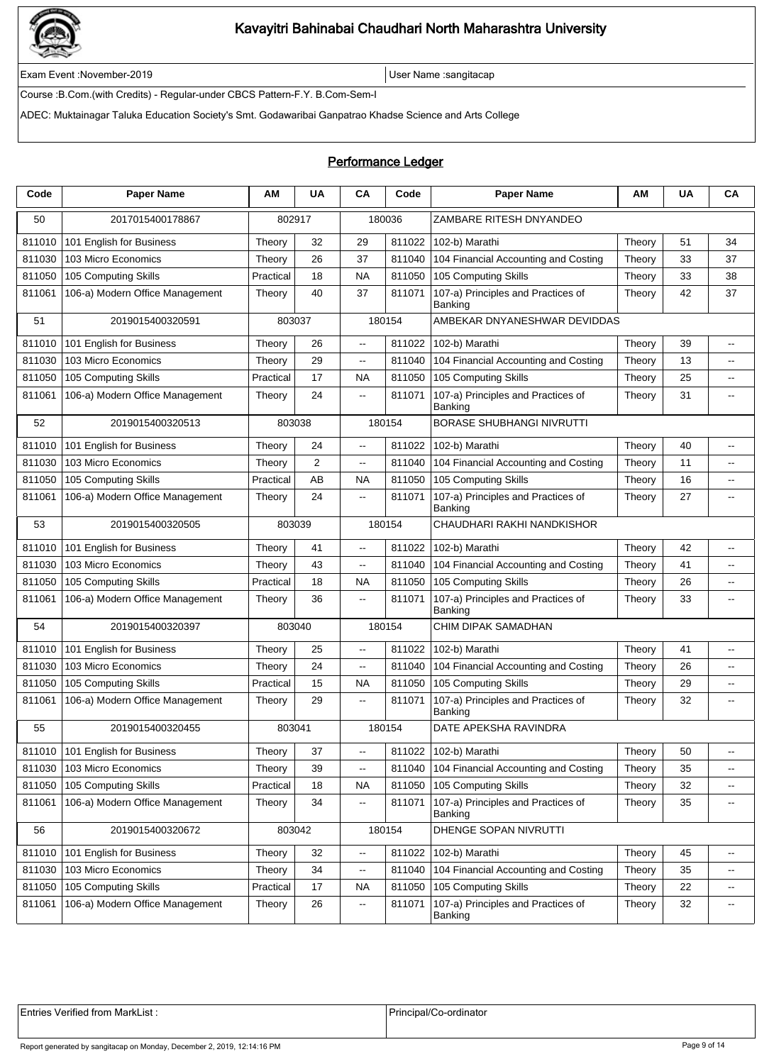# Kavayitri Bahinabai Chaudhari North Maharashtra University

Exam Event :November-2019 | User Name :sangitacap

Course :B.Com.(with Credits) - Regular-under CBCS Pattern-F.Y. B.Com-Sem-I

ADEC: Muktainagar Taluka Education Society's Smt. Godawaribai Ganpatrao Khadse Science and Arts College

## Performance Ledger

| Code | Paper Name | AM | UA | CA | Code | Paper Name | AM | UA | CA |
|---|---|---|---|---|---|---|---|---|---|
| 50 | 2017015400178867 | 802917 | | 180036 | | ZAMBARE RITESH DNYANDEO | | | |
| 811010 | 101 English for Business | Theory | 32 | 29 | 811022 | 102-b) Marathi | Theory | 51 | 34 |
| 811030 | 103 Micro Economics | Theory | 26 | 37 | 811040 | 104 Financial Accounting and Costing | Theory | 33 | 37 |
| 811050 | 105 Computing Skills | Practical | 18 | NA | 811050 | 105 Computing Skills | Theory | 33 | 38 |
| 811061 | 106-a) Modern Office Management | Theory | 40 | 37 | 811071 | 107-a) Principles and Practices of Banking | Theory | 42 | 37 |
| 51 | 2019015400320591 | 803037 | | 180154 | | AMBEKAR DNYANESHWAR DEVIDDAS | | | |
| 811010 | 101 English for Business | Theory | 26 | -- | 811022 | 102-b) Marathi | Theory | 39 | -- |
| 811030 | 103 Micro Economics | Theory | 29 | -- | 811040 | 104 Financial Accounting and Costing | Theory | 13 | -- |
| 811050 | 105 Computing Skills | Practical | 17 | NA | 811050 | 105 Computing Skills | Theory | 25 | -- |
| 811061 | 106-a) Modern Office Management | Theory | 24 | -- | 811071 | 107-a) Principles and Practices of Banking | Theory | 31 | -- |
| 52 | 2019015400320513 | 803038 | | 180154 | | BORASE SHUBHANGI NIVRUTTI | | | |
| 811010 | 101 English for Business | Theory | 24 | -- | 811022 | 102-b) Marathi | Theory | 40 | -- |
| 811030 | 103 Micro Economics | Theory | 2 | -- | 811040 | 104 Financial Accounting and Costing | Theory | 11 | -- |
| 811050 | 105 Computing Skills | Practical | AB | NA | 811050 | 105 Computing Skills | Theory | 16 | -- |
| 811061 | 106-a) Modern Office Management | Theory | 24 | -- | 811071 | 107-a) Principles and Practices of Banking | Theory | 27 | -- |
| 53 | 2019015400320505 | 803039 | | 180154 | | CHAUDHARI RAKHI NANDKISHOR | | | |
| 811010 | 101 English for Business | Theory | 41 | -- | 811022 | 102-b) Marathi | Theory | 42 | -- |
| 811030 | 103 Micro Economics | Theory | 43 | -- | 811040 | 104 Financial Accounting and Costing | Theory | 41 | -- |
| 811050 | 105 Computing Skills | Practical | 18 | NA | 811050 | 105 Computing Skills | Theory | 26 | -- |
| 811061 | 106-a) Modern Office Management | Theory | 36 | -- | 811071 | 107-a) Principles and Practices of Banking | Theory | 33 | -- |
| 54 | 2019015400320397 | 803040 | | 180154 | | CHIM DIPAK SAMADHAN | | | |
| 811010 | 101 English for Business | Theory | 25 | -- | 811022 | 102-b) Marathi | Theory | 41 | -- |
| 811030 | 103 Micro Economics | Theory | 24 | -- | 811040 | 104 Financial Accounting and Costing | Theory | 26 | -- |
| 811050 | 105 Computing Skills | Practical | 15 | NA | 811050 | 105 Computing Skills | Theory | 29 | -- |
| 811061 | 106-a) Modern Office Management | Theory | 29 | -- | 811071 | 107-a) Principles and Practices of Banking | Theory | 32 | -- |
| 55 | 2019015400320455 | 803041 | | 180154 | | DATE APEKSHA RAVINDRA | | | |
| 811010 | 101 English for Business | Theory | 37 | -- | 811022 | 102-b) Marathi | Theory | 50 | -- |
| 811030 | 103 Micro Economics | Theory | 39 | -- | 811040 | 104 Financial Accounting and Costing | Theory | 35 | -- |
| 811050 | 105 Computing Skills | Practical | 18 | NA | 811050 | 105 Computing Skills | Theory | 32 | -- |
| 811061 | 106-a) Modern Office Management | Theory | 34 | -- | 811071 | 107-a) Principles and Practices of Banking | Theory | 35 | -- |
| 56 | 2019015400320672 | 803042 | | 180154 | | DHENGE SOPAN NIVRUTTI | | | |
| 811010 | 101 English for Business | Theory | 32 | -- | 811022 | 102-b) Marathi | Theory | 45 | -- |
| 811030 | 103 Micro Economics | Theory | 34 | -- | 811040 | 104 Financial Accounting and Costing | Theory | 35 | -- |
| 811050 | 105 Computing Skills | Practical | 17 | NA | 811050 | 105 Computing Skills | Theory | 22 | -- |
| 811061 | 106-a) Modern Office Management | Theory | 26 | -- | 811071 | 107-a) Principles and Practices of Banking | Theory | 32 | -- |

| Entries Verified from MarkList : | Principal/Co-ordinator |
|---|---|

Report generated by sangitacap on Monday, December 2, 2019, 12:14:16 PM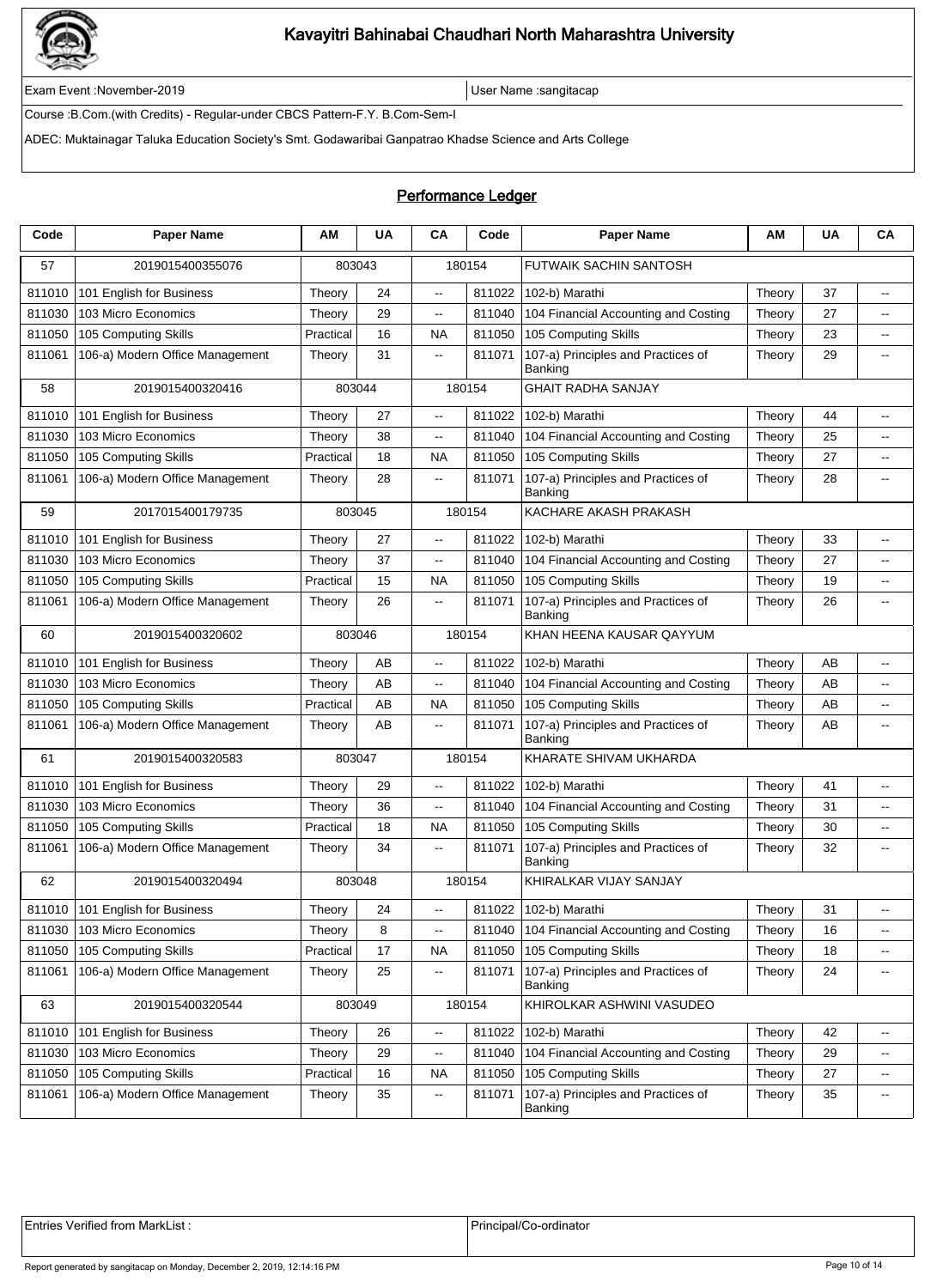# Kavayitri Bahinabai Chaudhari North Maharashtra University

Exam Event :November-2019

User Name :sangitacap

Course :B.Com.(with Credits) - Regular-under CBCS Pattern-F.Y. B.Com-Sem-I

ADEC: Muktainagar Taluka Education Society's Smt. Godawaribai Ganpatrao Khadse Science and Arts College

## Performance Ledger

| Code | Paper Name | AM | UA | CA | Code | Paper Name | AM | UA | CA |
|---|---|---|---|---|---|---|---|---|---|
| 57 | 2019015400355076 | 803043 | | 180154 | | FUTWAIK SACHIN SANTOSH | | | |
| 811010 | 101 English for Business | Theory | 24 | -- | 811022 | 102-b) Marathi | Theory | 37 | -- |
| 811030 | 103 Micro Economics | Theory | 29 | -- | 811040 | 104 Financial Accounting and Costing | Theory | 27 | -- |
| 811050 | 105 Computing Skills | Practical | 16 | NA | 811050 | 105 Computing Skills | Theory | 23 | -- |
| 811061 | 106-a) Modern Office Management | Theory | 31 | -- | 811071 | 107-a) Principles and Practices of Banking | Theory | 29 | -- |
| 58 | 2019015400320416 | 803044 | | 180154 | | GHAIT RADHA SANJAY | | | |
| 811010 | 101 English for Business | Theory | 27 | -- | 811022 | 102-b) Marathi | Theory | 44 | -- |
| 811030 | 103 Micro Economics | Theory | 38 | -- | 811040 | 104 Financial Accounting and Costing | Theory | 25 | -- |
| 811050 | 105 Computing Skills | Practical | 18 | NA | 811050 | 105 Computing Skills | Theory | 27 | -- |
| 811061 | 106-a) Modern Office Management | Theory | 28 | -- | 811071 | 107-a) Principles and Practices of Banking | Theory | 28 | -- |
| 59 | 2017015400179735 | 803045 | | 180154 | | KACHARE AKASH PRAKASH | | | |
| 811010 | 101 English for Business | Theory | 27 | -- | 811022 | 102-b) Marathi | Theory | 33 | -- |
| 811030 | 103 Micro Economics | Theory | 37 | -- | 811040 | 104 Financial Accounting and Costing | Theory | 27 | -- |
| 811050 | 105 Computing Skills | Practical | 15 | NA | 811050 | 105 Computing Skills | Theory | 19 | -- |
| 811061 | 106-a) Modern Office Management | Theory | 26 | -- | 811071 | 107-a) Principles and Practices of Banking | Theory | 26 | -- |
| 60 | 2019015400320602 | 803046 | | 180154 | | KHAN HEENA KAUSAR QAYYUM | | | |
| 811010 | 101 English for Business | Theory | AB | -- | 811022 | 102-b) Marathi | Theory | AB | -- |
| 811030 | 103 Micro Economics | Theory | AB | -- | 811040 | 104 Financial Accounting and Costing | Theory | AB | -- |
| 811050 | 105 Computing Skills | Practical | AB | NA | 811050 | 105 Computing Skills | Theory | AB | -- |
| 811061 | 106-a) Modern Office Management | Theory | AB | -- | 811071 | 107-a) Principles and Practices of Banking | Theory | AB | -- |
| 61 | 2019015400320583 | 803047 | | 180154 | | KHARATE SHIVAM UKHARDA | | | |
| 811010 | 101 English for Business | Theory | 29 | -- | 811022 | 102-b) Marathi | Theory | 41 | -- |
| 811030 | 103 Micro Economics | Theory | 36 | -- | 811040 | 104 Financial Accounting and Costing | Theory | 31 | -- |
| 811050 | 105 Computing Skills | Practical | 18 | NA | 811050 | 105 Computing Skills | Theory | 30 | -- |
| 811061 | 106-a) Modern Office Management | Theory | 34 | -- | 811071 | 107-a) Principles and Practices of Banking | Theory | 32 | -- |
| 62 | 2019015400320494 | 803048 | | 180154 | | KHIRALKAR VIJAY SANJAY | | | |
| 811010 | 101 English for Business | Theory | 24 | -- | 811022 | 102-b) Marathi | Theory | 31 | -- |
| 811030 | 103 Micro Economics | Theory | 8 | -- | 811040 | 104 Financial Accounting and Costing | Theory | 16 | -- |
| 811050 | 105 Computing Skills | Practical | 17 | NA | 811050 | 105 Computing Skills | Theory | 18 | -- |
| 811061 | 106-a) Modern Office Management | Theory | 25 | -- | 811071 | 107-a) Principles and Practices of Banking | Theory | 24 | -- |
| 63 | 2019015400320544 | 803049 | | 180154 | | KHIROLKAR ASHWINI VASUDEO | | | |
| 811010 | 101 English for Business | Theory | 26 | -- | 811022 | 102-b) Marathi | Theory | 42 | -- |
| 811030 | 103 Micro Economics | Theory | 29 | -- | 811040 | 104 Financial Accounting and Costing | Theory | 29 | -- |
| 811050 | 105 Computing Skills | Practical | 16 | NA | 811050 | 105 Computing Skills | Theory | 27 | -- |
| 811061 | 106-a) Modern Office Management | Theory | 35 | -- | 811071 | 107-a) Principles and Practices of Banking | Theory | 35 | -- |

| Entries Verified from MarkList : | Principal/Co-ordinator |
|---|---|

Report generated by sangitacap on Monday, December 2, 2019, 12:14:16 PM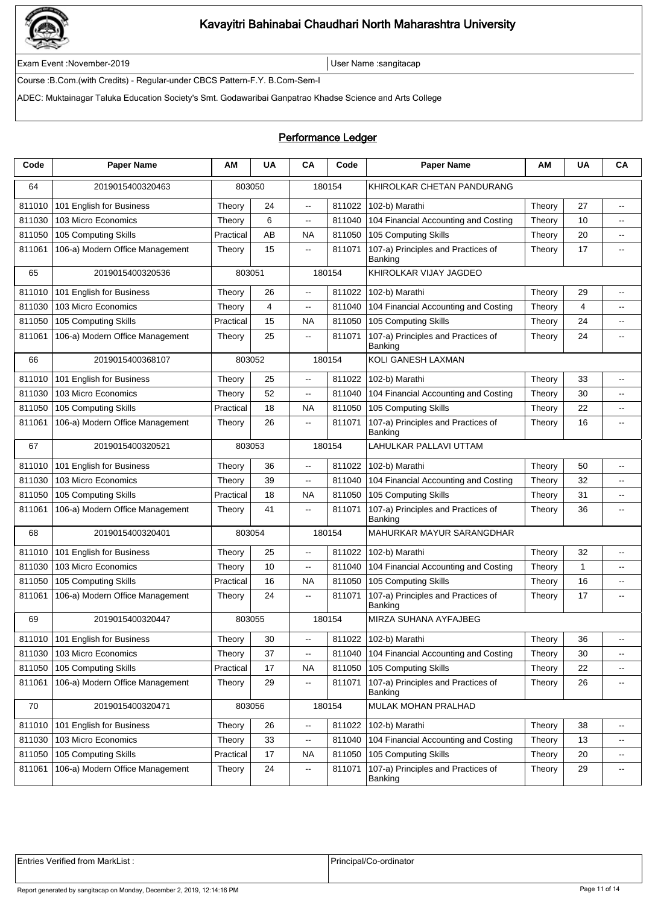# Kavayitri Bahinabai Chaudhari North Maharashtra University

Exam Event :November-2019 | User Name :sangitacap

Course :B.Com.(with Credits) - Regular-under CBCS Pattern-F.Y. B.Com-Sem-I

ADEC: Muktainagar Taluka Education Society's Smt. Godawaribai Ganpatrao Khadse Science and Arts College

## Performance Ledger

| Code | Paper Name | AM | UA | CA | Code | Paper Name | AM | UA | CA |
|---|---|---|---|---|---|---|---|---|---|
| 64 | 2019015400320463 | 803050 | | 180154 | | KHIROLKAR CHETAN PANDURANG | | | |
| 811010 | 101 English for Business | Theory | 24 | -- | 811022 | 102-b) Marathi | Theory | 27 | -- |
| 811030 | 103 Micro Economics | Theory | 6 | -- | 811040 | 104 Financial Accounting and Costing | Theory | 10 | -- |
| 811050 | 105 Computing Skills | Practical | AB | NA | 811050 | 105 Computing Skills | Theory | 20 | -- |
| 811061 | 106-a) Modern Office Management | Theory | 15 | -- | 811071 | 107-a) Principles and Practices of Banking | Theory | 17 | -- |
| 65 | 2019015400320536 | 803051 | | 180154 | | KHIROLKAR VIJAY JAGDEO | | | |
| 811010 | 101 English for Business | Theory | 26 | -- | 811022 | 102-b) Marathi | Theory | 29 | -- |
| 811030 | 103 Micro Economics | Theory | 4 | -- | 811040 | 104 Financial Accounting and Costing | Theory | 4 | -- |
| 811050 | 105 Computing Skills | Practical | 15 | NA | 811050 | 105 Computing Skills | Theory | 24 | -- |
| 811061 | 106-a) Modern Office Management | Theory | 25 | -- | 811071 | 107-a) Principles and Practices of Banking | Theory | 24 | -- |
| 66 | 2019015400368107 | 803052 | | 180154 | | KOLI GANESH LAXMAN | | | |
| 811010 | 101 English for Business | Theory | 25 | -- | 811022 | 102-b) Marathi | Theory | 33 | -- |
| 811030 | 103 Micro Economics | Theory | 52 | -- | 811040 | 104 Financial Accounting and Costing | Theory | 30 | -- |
| 811050 | 105 Computing Skills | Practical | 18 | NA | 811050 | 105 Computing Skills | Theory | 22 | -- |
| 811061 | 106-a) Modern Office Management | Theory | 26 | -- | 811071 | 107-a) Principles and Practices of Banking | Theory | 16 | -- |
| 67 | 2019015400320521 | 803053 | | 180154 | | LAHULKAR PALLAVI UTTAM | | | |
| 811010 | 101 English for Business | Theory | 36 | -- | 811022 | 102-b) Marathi | Theory | 50 | -- |
| 811030 | 103 Micro Economics | Theory | 39 | -- | 811040 | 104 Financial Accounting and Costing | Theory | 32 | -- |
| 811050 | 105 Computing Skills | Practical | 18 | NA | 811050 | 105 Computing Skills | Theory | 31 | -- |
| 811061 | 106-a) Modern Office Management | Theory | 41 | -- | 811071 | 107-a) Principles and Practices of Banking | Theory | 36 | -- |
| 68 | 2019015400320401 | 803054 | | 180154 | | MAHURKAR MAYUR SARANGDHAR | | | |
| 811010 | 101 English for Business | Theory | 25 | -- | 811022 | 102-b) Marathi | Theory | 32 | -- |
| 811030 | 103 Micro Economics | Theory | 10 | -- | 811040 | 104 Financial Accounting and Costing | Theory | 1 | -- |
| 811050 | 105 Computing Skills | Practical | 16 | NA | 811050 | 105 Computing Skills | Theory | 16 | -- |
| 811061 | 106-a) Modern Office Management | Theory | 24 | -- | 811071 | 107-a) Principles and Practices of Banking | Theory | 17 | -- |
| 69 | 2019015400320447 | 803055 | | 180154 | | MIRZA SUHANA AYFAJBEG | | | |
| 811010 | 101 English for Business | Theory | 30 | -- | 811022 | 102-b) Marathi | Theory | 36 | -- |
| 811030 | 103 Micro Economics | Theory | 37 | -- | 811040 | 104 Financial Accounting and Costing | Theory | 30 | -- |
| 811050 | 105 Computing Skills | Practical | 17 | NA | 811050 | 105 Computing Skills | Theory | 22 | -- |
| 811061 | 106-a) Modern Office Management | Theory | 29 | -- | 811071 | 107-a) Principles and Practices of Banking | Theory | 26 | -- |
| 70 | 2019015400320471 | 803056 | | 180154 | | MULAK MOHAN PRALHAD | | | |
| 811010 | 101 English for Business | Theory | 26 | -- | 811022 | 102-b) Marathi | Theory | 38 | -- |
| 811030 | 103 Micro Economics | Theory | 33 | -- | 811040 | 104 Financial Accounting and Costing | Theory | 13 | -- |
| 811050 | 105 Computing Skills | Practical | 17 | NA | 811050 | 105 Computing Skills | Theory | 20 | -- |
| 811061 | 106-a) Modern Office Management | Theory | 24 | -- | 811071 | 107-a) Principles and Practices of Banking | Theory | 29 | -- |

| Entries Verified from MarkList : | Principal/Co-ordinator |
|---|---|

Report generated by sangitacap on Monday, December 2, 2019, 12:14:16 PM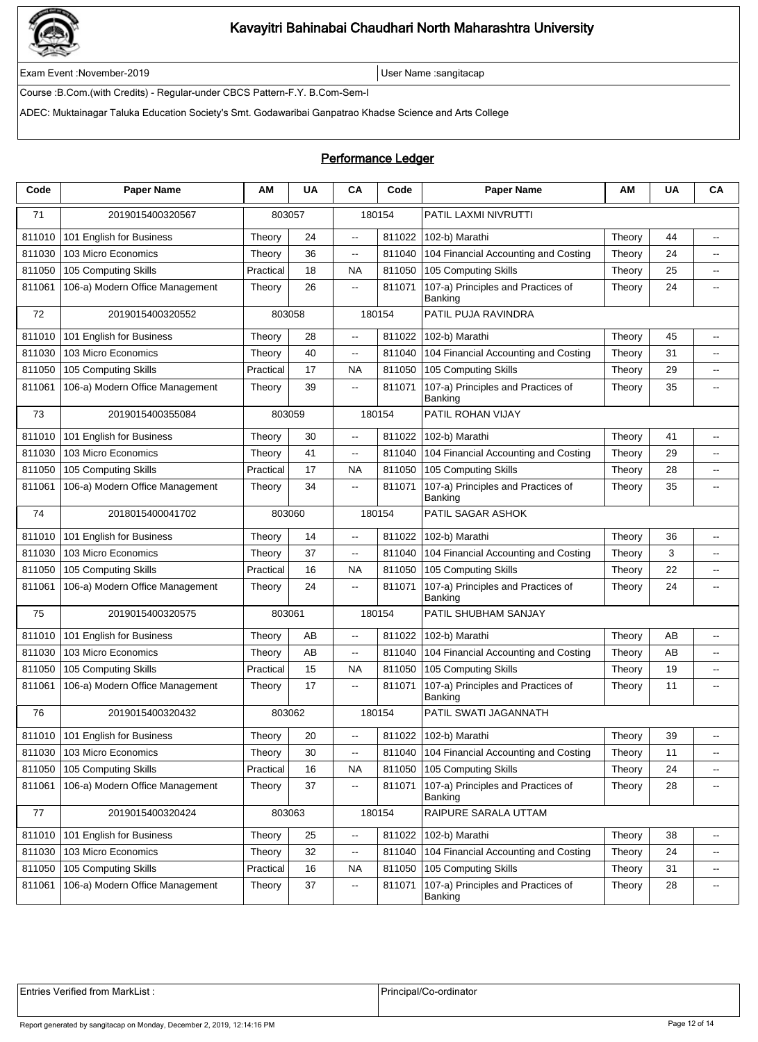# Kavayitri Bahinabai Chaudhari North Maharashtra University

Exam Event :November-2019 | User Name :sangitacap

Course :B.Com.(with Credits) - Regular-under CBCS Pattern-F.Y. B.Com-Sem-I

ADEC: Muktainagar Taluka Education Society's Smt. Godawaribai Ganpatrao Khadse Science and Arts College

## Performance Ledger

| Code | Paper Name | AM | UA | CA | Code | Paper Name | AM | UA | CA |
|---|---|---|---|---|---|---|---|---|---|
| 71 | 2019015400320567 | 803057 | | 180154 | | PATIL LAXMI NIVRUTTI | | | |
| 811010 | 101 English for Business | Theory | 24 | -- | 811022 | 102-b) Marathi | Theory | 44 | -- |
| 811030 | 103 Micro Economics | Theory | 36 | -- | 811040 | 104 Financial Accounting and Costing | Theory | 24 | -- |
| 811050 | 105 Computing Skills | Practical | 18 | NA | 811050 | 105 Computing Skills | Theory | 25 | -- |
| 811061 | 106-a) Modern Office Management | Theory | 26 | -- | 811071 | 107-a) Principles and Practices of Banking | Theory | 24 | -- |
| 72 | 2019015400320552 | 803058 | | 180154 | | PATIL PUJA RAVINDRA | | | |
| 811010 | 101 English for Business | Theory | 28 | -- | 811022 | 102-b) Marathi | Theory | 45 | -- |
| 811030 | 103 Micro Economics | Theory | 40 | -- | 811040 | 104 Financial Accounting and Costing | Theory | 31 | -- |
| 811050 | 105 Computing Skills | Practical | 17 | NA | 811050 | 105 Computing Skills | Theory | 29 | -- |
| 811061 | 106-a) Modern Office Management | Theory | 39 | -- | 811071 | 107-a) Principles and Practices of Banking | Theory | 35 | -- |
| 73 | 2019015400355084 | 803059 | | 180154 | | PATIL ROHAN VIJAY | | | |
| 811010 | 101 English for Business | Theory | 30 | -- | 811022 | 102-b) Marathi | Theory | 41 | -- |
| 811030 | 103 Micro Economics | Theory | 41 | -- | 811040 | 104 Financial Accounting and Costing | Theory | 29 | -- |
| 811050 | 105 Computing Skills | Practical | 17 | NA | 811050 | 105 Computing Skills | Theory | 28 | -- |
| 811061 | 106-a) Modern Office Management | Theory | 34 | -- | 811071 | 107-a) Principles and Practices of Banking | Theory | 35 | -- |
| 74 | 2018015400041702 | 803060 | | 180154 | | PATIL SAGAR ASHOK | | | |
| 811010 | 101 English for Business | Theory | 14 | -- | 811022 | 102-b) Marathi | Theory | 36 | -- |
| 811030 | 103 Micro Economics | Theory | 37 | -- | 811040 | 104 Financial Accounting and Costing | Theory | 3 | -- |
| 811050 | 105 Computing Skills | Practical | 16 | NA | 811050 | 105 Computing Skills | Theory | 22 | -- |
| 811061 | 106-a) Modern Office Management | Theory | 24 | -- | 811071 | 107-a) Principles and Practices of Banking | Theory | 24 | -- |
| 75 | 2019015400320575 | 803061 | | 180154 | | PATIL SHUBHAM SANJAY | | | |
| 811010 | 101 English for Business | Theory | AB | -- | 811022 | 102-b) Marathi | Theory | AB | -- |
| 811030 | 103 Micro Economics | Theory | AB | -- | 811040 | 104 Financial Accounting and Costing | Theory | AB | -- |
| 811050 | 105 Computing Skills | Practical | 15 | NA | 811050 | 105 Computing Skills | Theory | 19 | -- |
| 811061 | 106-a) Modern Office Management | Theory | 17 | -- | 811071 | 107-a) Principles and Practices of Banking | Theory | 11 | -- |
| 76 | 2019015400320432 | 803062 | | 180154 | | PATIL SWATI JAGANNATH | | | |
| 811010 | 101 English for Business | Theory | 20 | -- | 811022 | 102-b) Marathi | Theory | 39 | -- |
| 811030 | 103 Micro Economics | Theory | 30 | -- | 811040 | 104 Financial Accounting and Costing | Theory | 11 | -- |
| 811050 | 105 Computing Skills | Practical | 16 | NA | 811050 | 105 Computing Skills | Theory | 24 | -- |
| 811061 | 106-a) Modern Office Management | Theory | 37 | -- | 811071 | 107-a) Principles and Practices of Banking | Theory | 28 | -- |
| 77 | 2019015400320424 | 803063 | | 180154 | | RAIPURE SARALA UTTAM | | | |
| 811010 | 101 English for Business | Theory | 25 | -- | 811022 | 102-b) Marathi | Theory | 38 | -- |
| 811030 | 103 Micro Economics | Theory | 32 | -- | 811040 | 104 Financial Accounting and Costing | Theory | 24 | -- |
| 811050 | 105 Computing Skills | Practical | 16 | NA | 811050 | 105 Computing Skills | Theory | 31 | -- |
| 811061 | 106-a) Modern Office Management | Theory | 37 | -- | 811071 | 107-a) Principles and Practices of Banking | Theory | 28 | -- |

| Entries Verified from MarkList : | Principal/Co-ordinator |
|---|---|

Report generated by sangitacap on Monday, December 2, 2019, 12:14:16 PM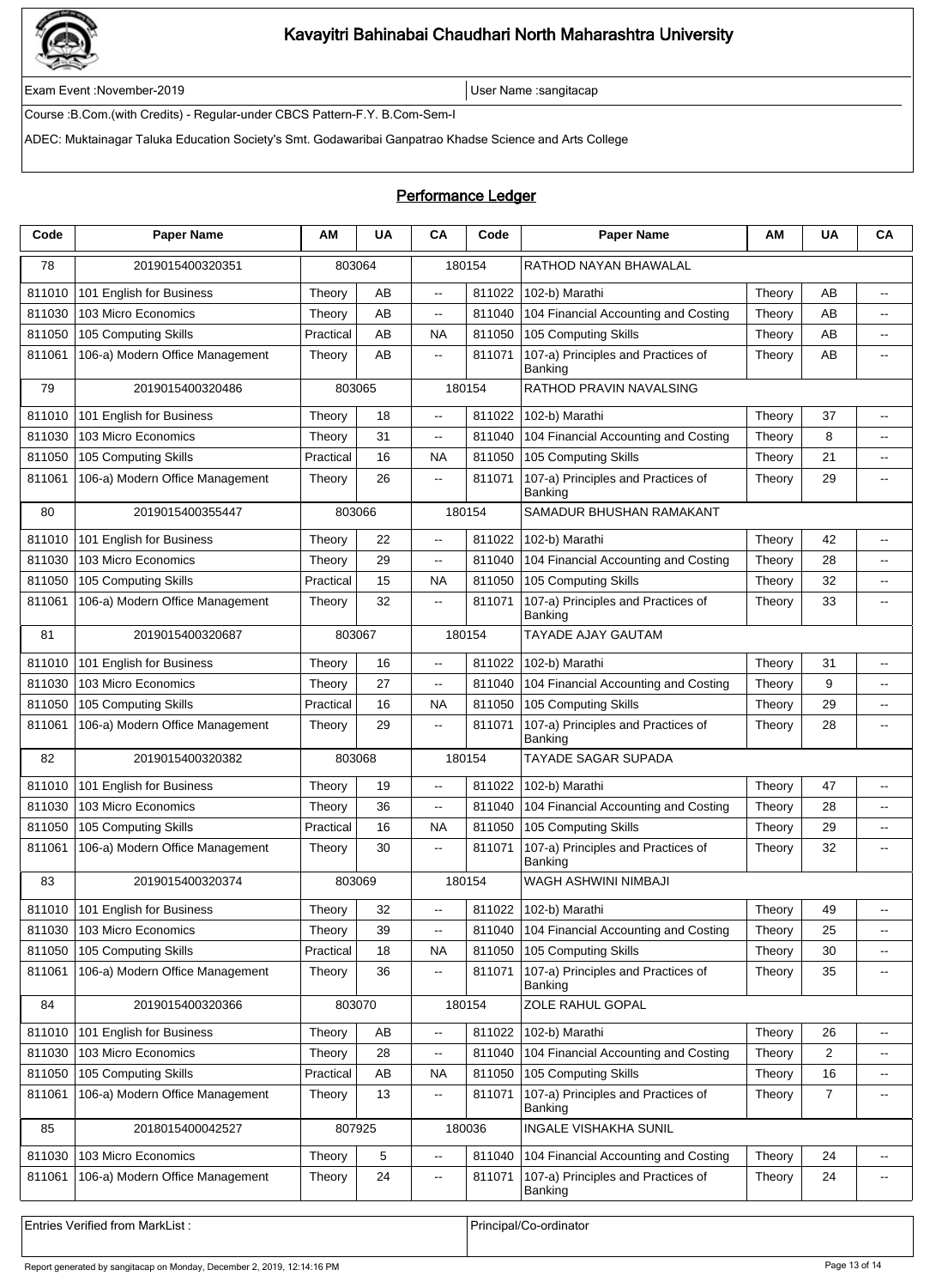## Kavayitri Bahinabai Chaudhari North Maharashtra University

Exam Event :November-2019 | User Name :sangitacap

Course :B.Com.(with Credits) - Regular-under CBCS Pattern-F.Y. B.Com-Sem-I

ADEC: Muktainagar Taluka Education Society's Smt. Godawaribai Ganpatrao Khadse Science and Arts College

### Performance Ledger

| Code | Paper Name | AM | UA | CA | Code | Paper Name | AM | UA | CA |
|---|---|---|---|---|---|---|---|---|---|
| 78 | 2019015400320351 | 803064 | | 180154 | | RATHOD NAYAN BHAWALAL | | | |
| 811010 | 101 English for Business | Theory | AB | -- | 811022 | 102-b) Marathi | Theory | AB | -- |
| 811030 | 103 Micro Economics | Theory | AB | -- | 811040 | 104 Financial Accounting and Costing | Theory | AB | -- |
| 811050 | 105 Computing Skills | Practical | AB | NA | 811050 | 105 Computing Skills | Theory | AB | -- |
| 811061 | 106-a) Modern Office Management | Theory | AB | -- | 811071 | 107-a) Principles and Practices of Banking | Theory | AB | -- |
| 79 | 2019015400320486 | 803065 | | 180154 | | RATHOD PRAVIN NAVALSING | | | |
| 811010 | 101 English for Business | Theory | 18 | -- | 811022 | 102-b) Marathi | Theory | 37 | -- |
| 811030 | 103 Micro Economics | Theory | 31 | -- | 811040 | 104 Financial Accounting and Costing | Theory | 8 | -- |
| 811050 | 105 Computing Skills | Practical | 16 | NA | 811050 | 105 Computing Skills | Theory | 21 | -- |
| 811061 | 106-a) Modern Office Management | Theory | 26 | -- | 811071 | 107-a) Principles and Practices of Banking | Theory | 29 | -- |
| 80 | 2019015400355447 | 803066 | | 180154 | | SAMADUR BHUSHAN RAMAKANT | | | |
| 811010 | 101 English for Business | Theory | 22 | -- | 811022 | 102-b) Marathi | Theory | 42 | -- |
| 811030 | 103 Micro Economics | Theory | 29 | -- | 811040 | 104 Financial Accounting and Costing | Theory | 28 | -- |
| 811050 | 105 Computing Skills | Practical | 15 | NA | 811050 | 105 Computing Skills | Theory | 32 | -- |
| 811061 | 106-a) Modern Office Management | Theory | 32 | -- | 811071 | 107-a) Principles and Practices of Banking | Theory | 33 | -- |
| 81 | 2019015400320687 | 803067 | | 180154 | | TAYADE AJAY GAUTAM | | | |
| 811010 | 101 English for Business | Theory | 16 | -- | 811022 | 102-b) Marathi | Theory | 31 | -- |
| 811030 | 103 Micro Economics | Theory | 27 | -- | 811040 | 104 Financial Accounting and Costing | Theory | 9 | -- |
| 811050 | 105 Computing Skills | Practical | 16 | NA | 811050 | 105 Computing Skills | Theory | 29 | -- |
| 811061 | 106-a) Modern Office Management | Theory | 29 | -- | 811071 | 107-a) Principles and Practices of Banking | Theory | 28 | -- |
| 82 | 2019015400320382 | 803068 | | 180154 | | TAYADE SAGAR SUPADA | | | |
| 811010 | 101 English for Business | Theory | 19 | -- | 811022 | 102-b) Marathi | Theory | 47 | -- |
| 811030 | 103 Micro Economics | Theory | 36 | -- | 811040 | 104 Financial Accounting and Costing | Theory | 28 | -- |
| 811050 | 105 Computing Skills | Practical | 16 | NA | 811050 | 105 Computing Skills | Theory | 29 | -- |
| 811061 | 106-a) Modern Office Management | Theory | 30 | -- | 811071 | 107-a) Principles and Practices of Banking | Theory | 32 | -- |
| 83 | 2019015400320374 | 803069 | | 180154 | | WAGH ASHWINI NIMBAJI | | | |
| 811010 | 101 English for Business | Theory | 32 | -- | 811022 | 102-b) Marathi | Theory | 49 | -- |
| 811030 | 103 Micro Economics | Theory | 39 | -- | 811040 | 104 Financial Accounting and Costing | Theory | 25 | -- |
| 811050 | 105 Computing Skills | Practical | 18 | NA | 811050 | 105 Computing Skills | Theory | 30 | -- |
| 811061 | 106-a) Modern Office Management | Theory | 36 | -- | 811071 | 107-a) Principles and Practices of Banking | Theory | 35 | -- |
| 84 | 2019015400320366 | 803070 | | 180154 | | ZOLE RAHUL GOPAL | | | |
| 811010 | 101 English for Business | Theory | AB | -- | 811022 | 102-b) Marathi | Theory | 26 | -- |
| 811030 | 103 Micro Economics | Theory | 28 | -- | 811040 | 104 Financial Accounting and Costing | Theory | 2 | -- |
| 811050 | 105 Computing Skills | Practical | AB | NA | 811050 | 105 Computing Skills | Theory | 16 | -- |
| 811061 | 106-a) Modern Office Management | Theory | 13 | -- | 811071 | 107-a) Principles and Practices of Banking | Theory | 7 | -- |
| 85 | 2018015400042527 | 807925 | | 180036 | | INGALE VISHAKHA SUNIL | | | |
| 811030 | 103 Micro Economics | Theory | 5 | -- | 811040 | 104 Financial Accounting and Costing | Theory | 24 | -- |
| 811061 | 106-a) Modern Office Management | Theory | 24 | -- | 811071 | 107-a) Principles and Practices of Banking | Theory | 24 | -- |

Entries Verified from MarkList : | Principal/Co-ordinator

Report generated by sangitacap on Monday, December 2, 2019, 12:14:16 PM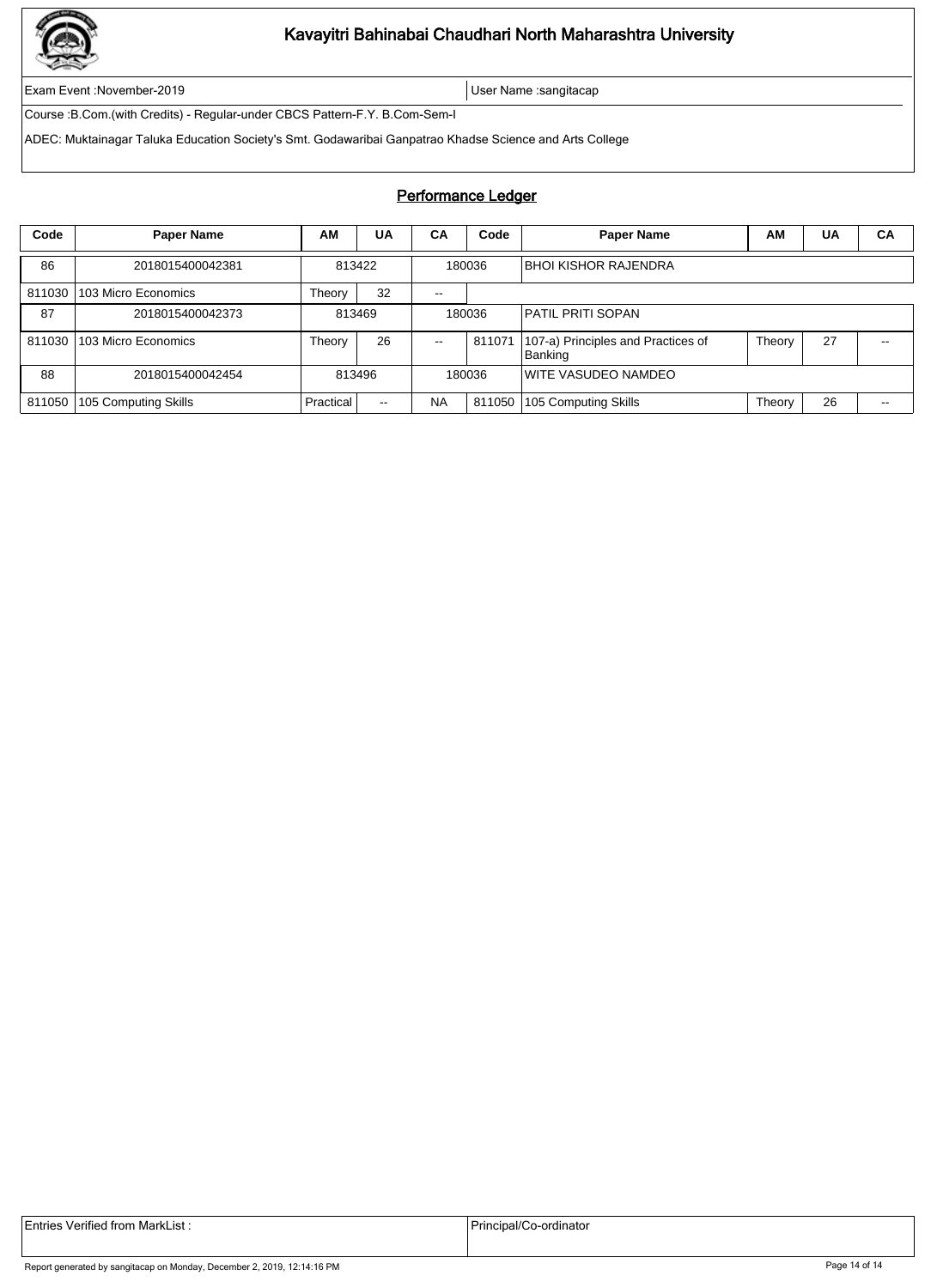# Kavayitri Bahinabai Chaudhari North Maharashtra University

Exam Event :November-2019 | User Name :sangitacap

Course :B.Com.(with Credits) - Regular-under CBCS Pattern-F.Y. B.Com-Sem-I

ADEC: Muktainagar Taluka Education Society's Smt. Godawaribai Ganpatrao Khadse Science and Arts College

## Performance Ledger

| Code | Paper Name | AM | UA | CA | Code | Paper Name | AM | UA | CA |
|---|---|---|---|---|---|---|---|---|---|
| 86 | 2018015400042381 | 813422 | | 180036 | | BHOI KISHOR RAJENDRA | | | |
| 811030 | 103 Micro Economics | Theory | 32 | -- | | | | | |
| 87 | 2018015400042373 | 813469 | | 180036 | | PATIL PRITI SOPAN | | | |
| 811030 | 103 Micro Economics | Theory | 26 | -- | 811071 | 107-a) Principles and Practices of Banking | Theory | 27 | -- |
| 88 | 2018015400042454 | 813496 | | 180036 | | WITE VASUDEO NAMDEO | | | |
| 811050 | 105 Computing Skills | Practical | -- | NA | 811050 | 105 Computing Skills | Theory | 26 | -- |

Entries Verified from MarkList : | Principal/Co-ordinator

Report generated by sangitacap on Monday, December 2, 2019, 12:14:16 PM